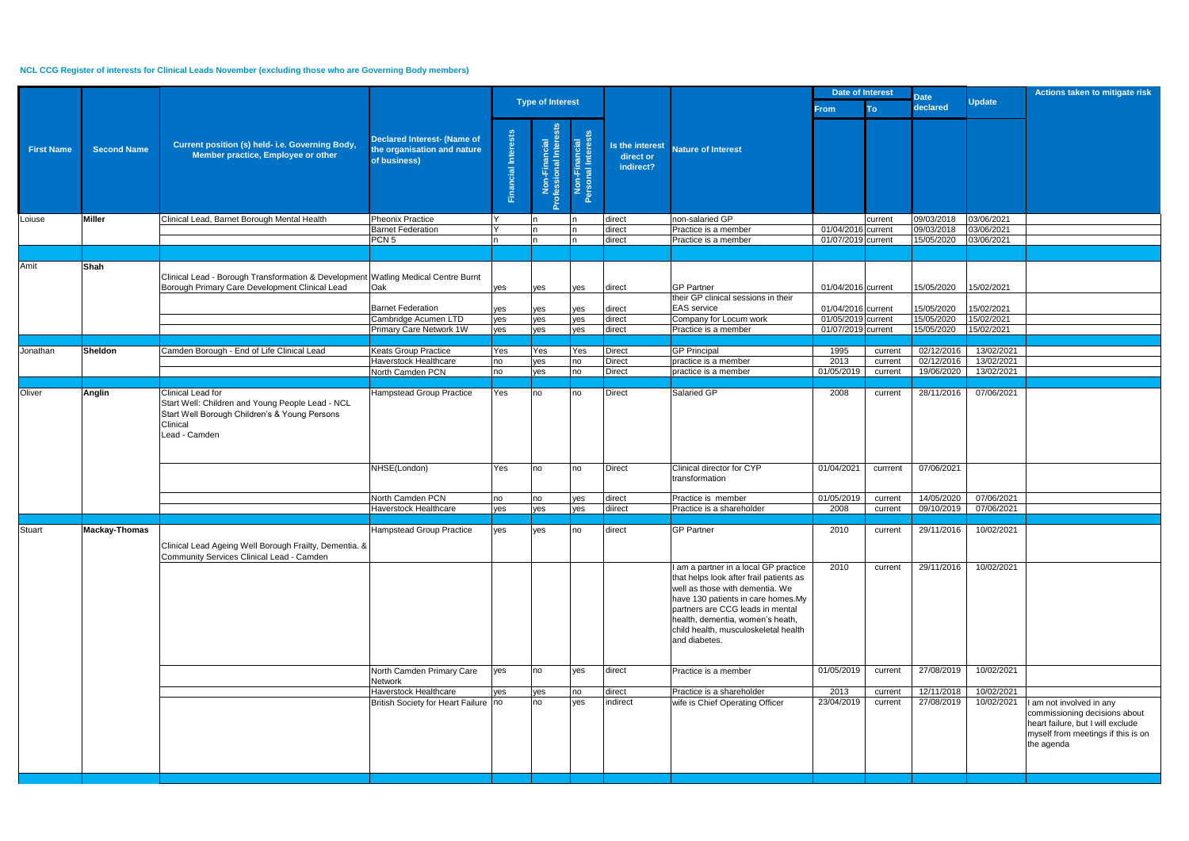**NCL CCG Register of interests for Clinical Leads November (excluding those who are Governing Body members)**

| First Name | Second Name | Current position (s) held- i.e. Governing Body, Member practice, Employee or other | Declared Interest- (Name of the organisation and nature of business) | Type of Interest | | | Is the interest direct or indirect? | Nature of Interest | Date of Interest | | Date declared | Update | Actions taken to mitigate risk |
|---|---|---|---|---|---|---|---|---|---|---|---|---|---|
| | | | | Financial Interests | Non-Financial Professional Interests | Non-Financial Personal Interests | | | From | To | | | |
| Loiuse | **Miller** | Clinical Lead, Barnet Borough Mental Health | Pheonix Practice | Y | n | n | direct | non-salaried GP | | current | 09/03/2018 | 03/06/2021 | |
| | | | Barnet Federation | Y | n | n | direct | Practice is a member | 01/04/2016 | current | 09/03/2018 | 03/06/2021 | |
| | | | PCN 5 | n | n | n | direct | Practice is a member | 01/07/2019 | current | 15/05/2020 | 03/06/2021 | |
| Amit | **Shah** | Clinical Lead - Borough Transformation & Development Borough Primary Care Development Clinical Lead | Watling Medical Centre Burnt Oak | yes | yes | yes | direct | GP Partner | 01/04/2016 | current | 15/05/2020 | 15/02/2021 | |
| | | | Barnet Federation | yes | yes | yes | direct | their GP clinical sessions in their EAS service | 01/04/2016 | current | 15/05/2020 | 15/02/2021 | |
| | | | Cambridge Acumen LTD | yes | yes | yes | direct | Company for Locum work | 01/05/2019 | current | 15/05/2020 | 15/02/2021 | |
| | | | Primary Care Network 1W | yes | yes | yes | direct | Practice is a member | 01/07/2019 | current | 15/05/2020 | 15/02/2021 | |
| Jonathan | **Sheldon** | Camden Borough - End of Life Clinical Lead | Keats Group Practice | Yes | Yes | Yes | Direct | GP Principal | 1995 | current | 02/12/2016 | 13/02/2021 | |
| | | | Haverstock Healthcare | no | yes | no | Direct | practice is a member | 2013 | current | 02/12/2016 | 13/02/2021 | |
| | | | North Camden PCN | no | yes | no | Direct | practice is a member | 01/05/2019 | current | 19/06/2020 | 13/02/2021 | |
| Oliver | **Anglin** | Clinical Lead for Start Well: Children and Young People Lead - NCL Start Well Borough Children's & Young Persons Clinical Lead - Camden | Hampstead Group Practice | Yes | no | no | Direct | Salaried GP | 2008 | current | 28/11/2016 | 07/06/2021 | |
| | | | NHSE(London) | Yes | no | no | Direct | Clinical director for CYP transformation | 01/04/2021 | currrent | 07/06/2021 | | |
| | | | North Camden PCN | no | no | yes | direct | Practice is member | 01/05/2019 | current | 14/05/2020 | 07/06/2021 | |
| | | | Haverstock Healthcare | yes | yes | yes | diirect | Practice is a shareholder | 2008 | current | 09/10/2019 | 07/06/2021 | |
| Stuart | **Mackay-Thomas** | Clinical Lead Ageing Well Borough Frailty, Dementia. & Community Services Clinical Lead - Camden | Hampstead Group Practice | yes | yes | no | direct | GP Partner | 2010 | current | 29/11/2016 | 10/02/2021 | |
| | | | | | | | | I am a partner in a local GP practice that helps look after frail patients as well as those with dementia. We have 130 patients in care homes.My partners are CCG leads in mental health, dementia, women's heath, child health, musculoskeletal health and diabetes. | 2010 | current | 29/11/2016 | 10/02/2021 | |
| | | | North Camden Primary Care Network | yes | no | yes | direct | Practice is a member | 01/05/2019 | current | 27/08/2019 | 10/02/2021 | |
| | | | Haverstock Healthcare | yes | yes | no | direct | Practice is a shareholder | 2013 | current | 12/11/2018 | 10/02/2021 | |
| | | | British Society for Heart Failure | no | no | yes | indirect | wife is Chief Operating Officer | 23/04/2019 | current | 27/08/2019 | 10/02/2021 | I am not involved in any commissioning decisions about heart failure, but I will exclude myself from meetings if this is on the agenda |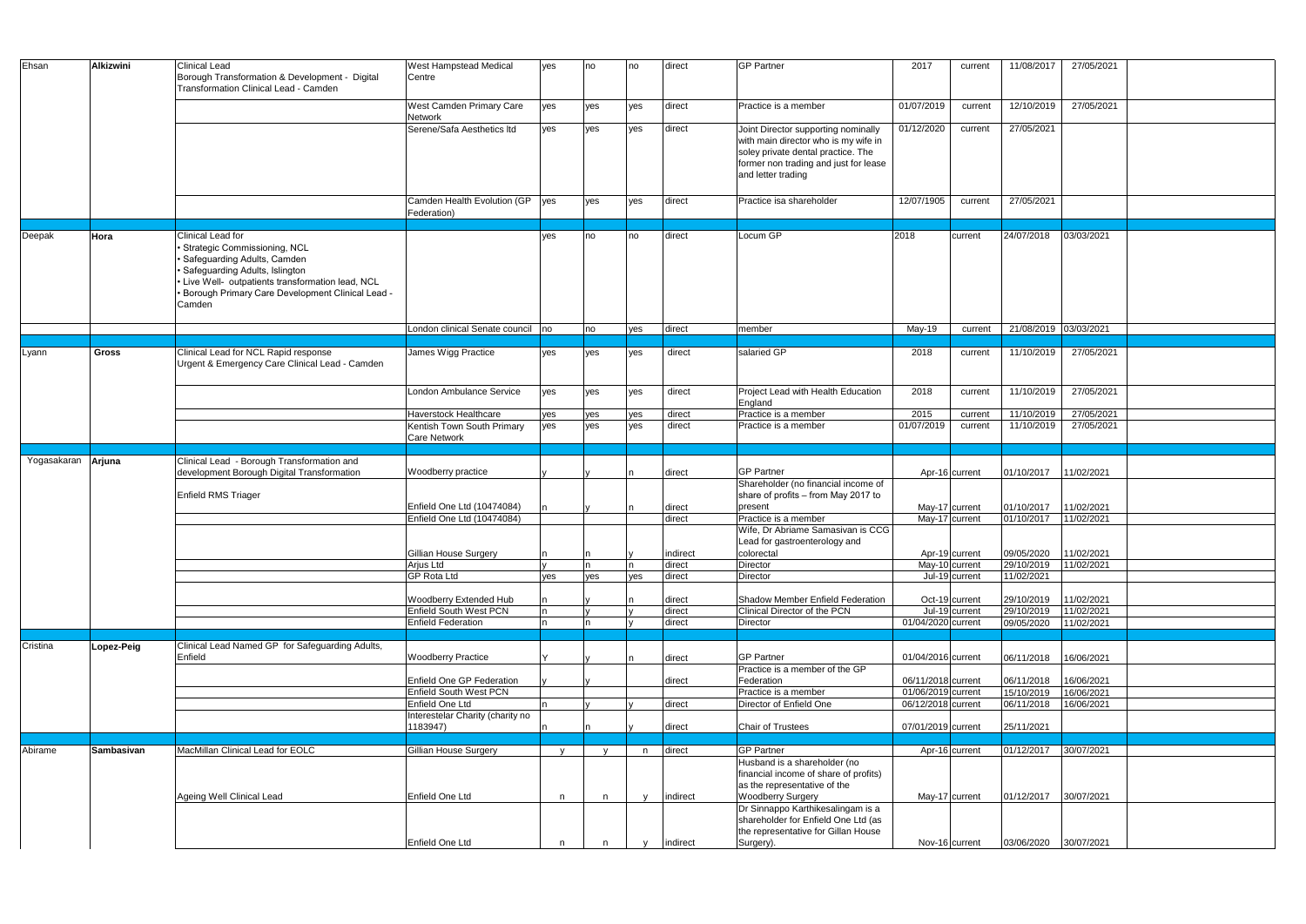| | | | | | | | | | | | | | |
|---|---|---|---|---|---|---|---|---|---|---|---|---|---|
| Ehsan | Alkizwini | Clinical Lead Borough Transformation & Development - Digital Transformation Clinical Lead - Camden | West Hampstead Medical Centre | yes | no | no | direct | GP Partner | 2017 | current | 11/08/2017 | 27/05/2021 | |
| | | | West Camden Primary Care Network | yes | yes | yes | direct | Practice is a member | 01/07/2019 | current | 12/10/2019 | 27/05/2021 | |
| | | | Serene/Safa Aesthetics ltd | yes | yes | yes | direct | Joint Director supporting nominally with main director who is my wife in soley private dental practice. The former non trading and just for lease and letter trading | 01/12/2020 | current | 27/05/2021 | | |
| | | | Camden Health Evolution (GP Federation) | yes | yes | yes | direct | Practice isa shareholder | 12/07/1905 | current | 27/05/2021 | | |
| | | | | | | | | | | | | | |
| Deepak | Hora | Clinical Lead for<br>• Strategic Commissioning, NCL<br>• Safeguarding Adults, Camden<br>• Safeguarding Adults, Islington<br>• Live Well- outpatients transformation lead, NCL<br>• Borough Primary Care Development Clinical Lead - Camden | | yes | no | no | direct | Locum GP | 2018 | current | 24/07/2018 | 03/03/2021 | |
| | | | London clinical Senate council | no | no | yes | direct | member | May-19 | current | 21/08/2019 | 03/03/2021 | |
| | | | | | | | | | | | | | |
| Lyann | Gross | Clinical Lead for NCL Rapid response Urgent & Emergency Care Clinical Lead - Camden | James Wigg Practice | yes | yes | yes | direct | salaried GP | 2018 | current | 11/10/2019 | 27/05/2021 | |
| | | | London Ambulance Service | yes | yes | yes | direct | Project Lead with Health Education England | 2018 | current | 11/10/2019 | 27/05/2021 | |
| | | | Haverstock Healthcare | yes | yes | yes | direct | Practice is a member | 2015 | current | 11/10/2019 | 27/05/2021 | |
| | | | Kentish Town South Primary Care Network | yes | yes | yes | direct | Practice is a member | 01/07/2019 | current | 11/10/2019 | 27/05/2021 | |
| | | | | | | | | | | | | | |
| Yogasakaran | Arjuna | Clinical Lead - Borough Transformation and development Borough Digital Transformation | Woodberry practice | y | y | n | direct | GP Partner | Apr-16 | current | 01/10/2017 | 11/02/2021 | |
| | | Enfield RMS Triager | Enfield One Ltd (10474084) | n | y | n | direct | Shareholder (no financial income of share of profits – from May 2017 to present | May-17 | current | 01/10/2017 | 11/02/2021 | |
| | | | Enfield One Ltd (10474084) | | | | direct | Practice is a member | May-17 | current | 01/10/2017 | 11/02/2021 | |
| | | | Gillian House Surgery | n | n | y | indirect | Wife, Dr Abriame Samasivan is CCG Lead for gastroenterology and colorectal | Apr-19 | current | 09/05/2020 | 11/02/2021 | |
| | | | Arjus Ltd | y | n | n | direct | Director | May-10 | current | 29/10/2019 | 11/02/2021 | |
| | | | GP Rota Ltd | yes | yes | yes | direct | Director | Jul-19 | current | 11/02/2021 | | |
| | | | Woodberry Extended Hub | n | y | n | direct | Shadow Member Enfield Federation | Oct-19 | current | 29/10/2019 | 11/02/2021 | |
| | | | Enfield South West PCN | n | y | y | direct | Clinical Director of the PCN | Jul-19 | current | 29/10/2019 | 11/02/2021 | |
| | | | Enfield Federation | n | n | y | direct | Director | 01/04/2020 | current | 09/05/2020 | 11/02/2021 | |
| | | | | | | | | | | | | | |
| Cristina | Lopez-Peig | Clinical Lead Named GP for Safeguarding Adults, Enfield | Woodberry Practice | Y | y | n | direct | GP Partner | 01/04/2016 | current | 06/11/2018 | 16/06/2021 | |
| | | | Enfield One GP Federation | y | y | | direct | Practice is a member of the GP Federation | 06/11/2018 | current | 06/11/2018 | 16/06/2021 | |
| | | | Enfield South West PCN | | | | | Practice is a member | 01/06/2019 | current | 15/10/2019 | 16/06/2021 | |
| | | | Enfield One Ltd | n | y | y | direct | Director of Enfield One | 06/12/2018 | current | 06/11/2018 | 16/06/2021 | |
| | | | Interestelar Charity (charity no 1183947) | n | n | y | direct | Chair of Trustees | 07/01/2019 | current | 25/11/2021 | | |
| | | | | | | | | | | | | | |
| Abirame | Sambasivan | MacMillan Clinical Lead for EOLC | Gillian House Surgery | y | y | n | direct | GP Partner | Apr-16 | current | 01/12/2017 | 30/07/2021 | |
| | | Ageing Well Clinical Lead | Enfield One Ltd | n | n | y | indirect | Husband is a shareholder (no financial income of share of profits) as the representative of the Woodberry Surgery | May-17 | current | 01/12/2017 | 30/07/2021 | |
| | | | Enfield One Ltd | n | n | y | indirect | Dr Sinnappo Karthikesalingam is a shareholder for Enfield One Ltd (as the representative for Gillan House Surgery). | Nov-16 | current | 03/06/2020 | 30/07/2021 | |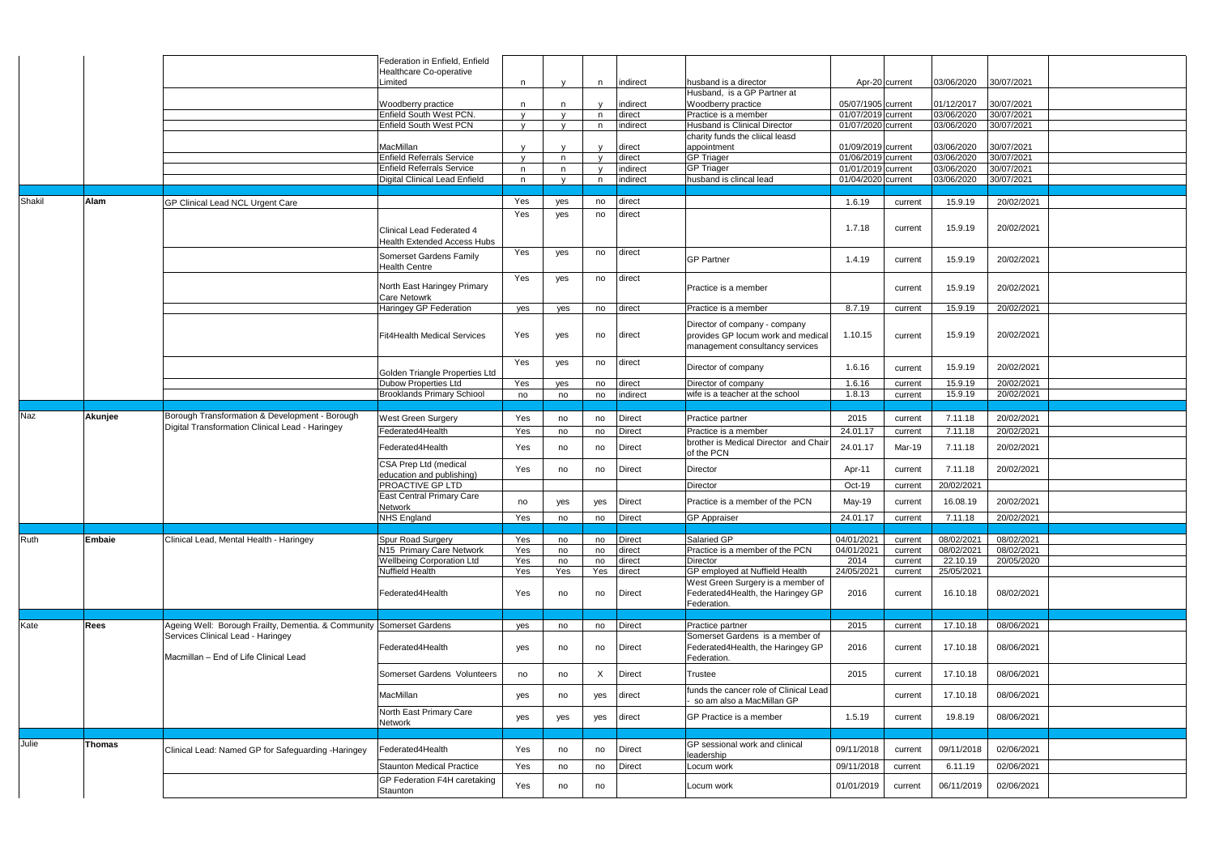| | | | | | | | | | | | | | |
|---|---|---|---|---|---|---|---|---|---|---|---|---|---|
| | | | Federation in Enfield, Enfield Healthcare Co-operative Limited | n | y | n | indirect | husband is a director | Apr-20 | current | 03/06/2020 | 30/07/2021 | |
| | | | Woodberry practice | n | n | y | indirect | Husband, is a GP Partner at Woodberry practice | 05/07/1905 | current | 01/12/2017 | 30/07/2021 | |
| | | | Enfield South West PCN. | y | y | n | direct | Practice is a member | 01/07/2019 | current | 03/06/2020 | 30/07/2021 | |
| | | | Enfield South West PCN | y | y | n | indirect | Husband is Clinical Director | 01/07/2020 | current | 03/06/2020 | 30/07/2021 | |
| | | | MacMillan | y | y | y | direct | charity funds the cliical leasd appointment | 01/09/2019 | current | 03/06/2020 | 30/07/2021 | |
| | | | Enfield Referrals Service | y | n | y | direct | GP Triager | 01/06/2019 | current | 03/06/2020 | 30/07/2021 | |
| | | | Enfield Referrals Service | n | n | y | indirect | GP Triager | 01/01/2019 | current | 03/06/2020 | 30/07/2021 | |
| | | | Digital Clinical Lead Enfield | n | y | n | indirect | husband is clincal lead | 01/04/2020 | current | 03/06/2020 | 30/07/2021 | |
| | | | | | | | | | | | | | |
| Shakil | Alam | GP Clinical Lead NCL Urgent Care | | Yes | yes | no | direct | | 1.6.19 | current | 15.9.19 | 20/02/2021 | |
| | | | Clinical Lead Federated 4 Health Extended Access Hubs | Yes | yes | no | direct | | 1.7.18 | current | 15.9.19 | 20/02/2021 | |
| | | | Somerset Gardens Family Health Centre | Yes | yes | no | direct | GP Partner | 1.4.19 | current | 15.9.19 | 20/02/2021 | |
| | | | North East Haringey Primary Care Netowrk | Yes | yes | no | direct | Practice is a member | | current | 15.9.19 | 20/02/2021 | |
| | | | Haringey GP Federation | yes | yes | no | direct | Practice is a member | 8.7.19 | current | 15.9.19 | 20/02/2021 | |
| | | | Fit4Health Medical Services | Yes | yes | no | direct | Director of company - company provides GP locum work and medical management consultancy services | 1.10.15 | current | 15.9.19 | 20/02/2021 | |
| | | | Golden Triangle Properties Ltd | Yes | yes | no | direct | Director of company | 1.6.16 | current | 15.9.19 | 20/02/2021 | |
| | | | Dubow Properties Ltd | Yes | yes | no | direct | Director of company | 1.6.16 | current | 15.9.19 | 20/02/2021 | |
| | | | Brooklands Primary Schiool | no | no | no | indirect | wife is a teacher at the school | 1.8.13 | current | 15.9.19 | 20/02/2021 | |
| | | | | | | | | | | | | | |
| Naz | Akunjee | Borough Transformation & Development - Borough Digital Transformation Clinical Lead - Haringey | West Green Surgery | Yes | no | no | Direct | Practice partner | 2015 | current | 7.11.18 | 20/02/2021 | |
| | | | Federated4Health | Yes | no | no | Direct | Practice is a member | 24.01.17 | current | 7.11.18 | 20/02/2021 | |
| | | | Federated4Health | Yes | no | no | Direct | brother is Medical Director and Chair of the PCN | 24.01.17 | Mar-19 | 7.11.18 | 20/02/2021 | |
| | | | CSA Prep Ltd (medical education and publishing) | Yes | no | no | Direct | Director | Apr-11 | current | 7.11.18 | 20/02/2021 | |
| | | | PROACTIVE GP LTD | | | | | Director | Oct-19 | current | 20/02/2021 | | |
| | | | East Central Primary Care Network | no | yes | yes | Direct | Practice is a member of the PCN | May-19 | current | 16.08.19 | 20/02/2021 | |
| | | | NHS England | Yes | no | no | Direct | GP Appraiser | 24.01.17 | current | 7.11.18 | 20/02/2021 | |
| | | | | | | | | | | | | | |
| Ruth | Embaie | Clinical Lead, Mental Health - Haringey | Spur Road Surgery | Yes | no | no | Direct | Salaried GP | 04/01/2021 | current | 08/02/2021 | 08/02/2021 | |
| | | | N15 Primary Care Network | Yes | no | no | direct | Practice is a member of the PCN | 04/01/2021 | current | 08/02/2021 | 08/02/2021 | |
| | | | Wellbeing Corporation Ltd | Yes | no | no | direct | Director | 2014 | current | 22.10.19 | 20/05/2020 | |
| | | | Nuffield Health | Yes | Yes | Yes | direct | GP employed at Nuffield Health | 24/05/2021 | current | 25/05/2021 | | |
| | | | Federated4Health | Yes | no | no | Direct | West Green Surgery is a member of Federated4Health, the Haringey GP Federation. | 2016 | current | 16.10.18 | 08/02/2021 | |
| | | | | | | | | | | | | | |
| Kate | Rees | Ageing Well: Borough Frailty, Dementia. & Community Services Clinical Lead - Haringey<br>Macmillan – End of Life Clinical Lead | Somerset Gardens | yes | no | no | Direct | Practice partner | 2015 | current | 17.10.18 | 08/06/2021 | |
| | | | Federated4Health | yes | no | no | Direct | Somerset Gardens is a member of Federated4Health, the Haringey GP Federation. | 2016 | current | 17.10.18 | 08/06/2021 | |
| | | | Somerset Gardens Volunteers | no | no | X | Direct | Trustee | 2015 | current | 17.10.18 | 08/06/2021 | |
| | | | MacMillan | yes | no | yes | direct | funds the cancer role of Clinical Lead - so am also a MacMillan GP | | current | 17.10.18 | 08/06/2021 | |
| | | | North East Primary Care Network | yes | yes | yes | direct | GP Practice is a member | 1.5.19 | current | 19.8.19 | 08/06/2021 | |
| | | | | | | | | | | | | | |
| Julie | Thomas | Clinical Lead: Named GP for Safeguarding -Haringey | Federated4Health | Yes | no | no | Direct | GP sessional work and clinical leadership | 09/11/2018 | current | 09/11/2018 | 02/06/2021 | |
| | | | Staunton Medical Practice | Yes | no | no | Direct | Locum work | 09/11/2018 | current | 6.11.19 | 02/06/2021 | |
| | | | GP Federation F4H caretaking Staunton | Yes | no | no | | Locum work | 01/01/2019 | current | 06/11/2019 | 02/06/2021 | |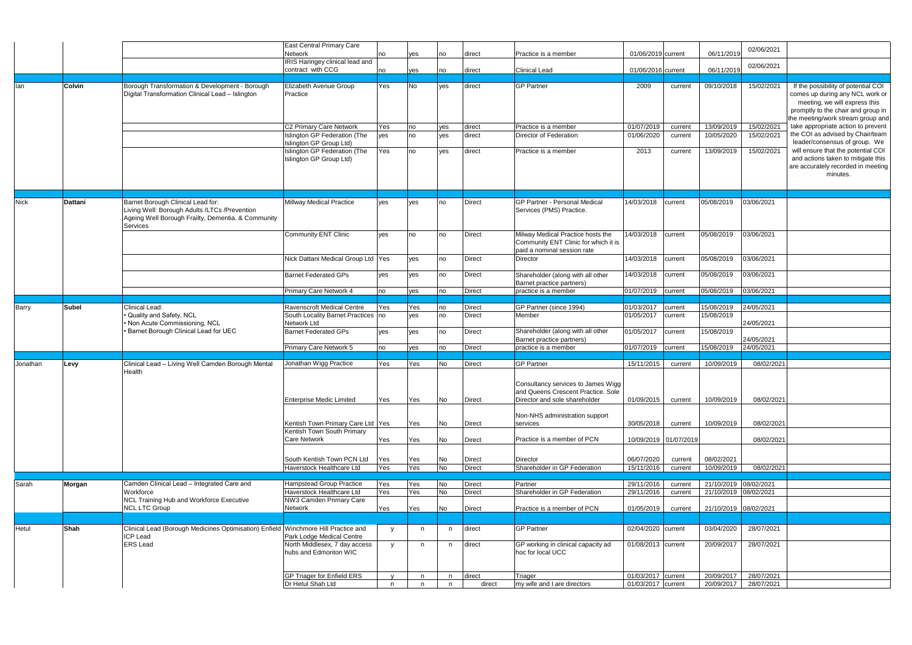| | | | East Central Primary Care Network | no | yes | no | direct | Practice is a member | 01/06/2019 | current | 06/11/2019 | 02/06/2021 | |
|---|---|---|---|---|---|---|---|---|---|---|---|---|---|
| | | | IRIS Haringey clinical lead and contract with CCG | no | yes | no | direct | Clinical Lead | 01/06/2016 | current | 06/11/2019 | 02/06/2021 | |
| | | | | | | | | | | | | | |
| Ian | Colvin | Borough Transformation & Development - Borough Digital Transformation Clinical Lead – Islington | Elizabeth Avenue Group Practice | Yes | No | yes | direct | GP Partner | 2009 | current | 09/10/2018 | 15/02/2021 | If the possibility of potential COI comes up during any NCL work or meeting, we will express this promptly to the chair and group in the meeting/work stream group and take appropriate action to prevent the COI as advised by Chair/team leader/consensus of group. We will ensure that the potential COI and actions taken to mitigate this are accurately recorded in meeting minutes. |
| | | | C2 Primary Care Network | Yes | no | yes | direct | Practice is a member | 01/07/2019 | current | 13/09/2019 | 15/02/2021 | |
| | | | Islington GP Federation (The Islington GP Group Ltd) | yes | no | yes | direct | Director of Federation | 01/06/2020 | current | 10/05/2020 | 15/02/2021 | |
| | | | Islington GP Federation (The Islington GP Group Ltd) | Yes | no | yes | direct | Practice is a member | 2013 | current | 13/09/2019 | 15/02/2021 | |
| | | | | | | | | | | | | | |
| Nick | Dattani | Barnet Borough Clinical Lead for: Living Well: Borough Adults /LTCs /Prevention Ageing Well Borough Frailty, Dementia. & Community Services | Millway Medical Practice | yes | yes | no | Direct | GP Partner - Personal Medical Services (PMS) Practice. | 14/03/2018 | current | 05/08/2019 | 03/06/2021 | |
| | | | Community ENT Clinic | yes | no | no | Direct | Milway Medical Practice hosts the Community ENT Clinic for which it is paid a nominal session rate | 14/03/2018 | current | 05/08/2019 | 03/06/2021 | |
| | | | Nick Dattani Medical Group Ltd | Yes | yes | no | Direct | Director | 14/03/2018 | current | 05/08/2019 | 03/06/2021 | |
| | | | Barnet Federated GPs | yes | yes | no | Direct | Shareholder (along with all other Barnet practice partners) | 14/03/2018 | current | 05/08/2019 | 03/06/2021 | |
| | | | Primary Care Network 4 | no | yes | no | Direct | practice is a member | 01/07/2019 | current | 05/08/2019 | 03/06/2021 | |
| | | | | | | | | | | | | | |
| Barry | Subel | Clinical Lead: • Quality and Safety, NCL • Non Acute Commissioning, NCL • Barnet Borough Clinical Lead for UEC | Ravenscroft Medical Centre | Yes | Yes | no | Direct | GP Partner (since 1994) | 01/03/2017 | current | 15/08/2019 | 24/05/2021 | |
| | | | South Locality Barnet Practices Network Ltd | no | yes | no | Direct | Member | 01/05/2017 | current | 15/08/2019 | 24/05/2021 | |
| | | | Barnet Federated GPs | yes | yes | no | Direct | Shareholder (along with all other Barnet practice partners) | 01/05/2017 | current | 15/08/2019 | 24/05/2021 | |
| | | | Primary Care Network 5 | no | yes | no | Direct | practice is a member | 01/07/2019 | current | 15/08/2019 | 24/05/2021 | |
| | | | | | | | | | | | | | |
| Jonathan | Levy | Clinical Lead – Living Well Camden Borough Mental Health | Jonathan Wigg Practice | Yes | Yes | No | Direct | GP Partner | 15/11/2015 | current | 10/09/2019 | 08/02/2021 | |
| | | | Enterprise Medic Limited | Yes | Yes | No | Direct | Consultancy services to James Wigg and Queens Crescent Practice. Sole Director and sole shareholder | 01/09/2015 | current | 10/09/2019 | 08/02/2021 | |
| | | | Kentish Town Primary Care Ltd | Yes | Yes | No | Direct | Non-NHS administration support services | 30/05/2018 | current | 10/09/2019 | 08/02/2021 | |
| | | | Kentish Town South Primary Care Network | Yes | Yes | No | Direct | Practice is a member of PCN | 10/09/2019 | 01/07/2019 | | 08/02/2021 | |
| | | | South Kentish Town PCN Ltd | Yes | Yes | No | Direct | Director | 06/07/2020 | current | 08/02/2021 | | |
| | | | Haverstock Healthcare Ltd | Yes | Yes | No | Direct | Shareholder in GP Federation | 15/11/2016 | current | 10/09/2019 | 08/02/2021 | |
| | | | | | | | | | | | | | |
| Sarah | Morgan | Camden Clinical Lead – Integrated Care and Workforce NCL Training Hub and Workforce Executive NCL LTC Group | Hampstead Group Practice | Yes | Yes | No | Direct | Partner | 29/11/2016 | current | 21/10/2019 | 08/02/2021 | |
| | | | Haverstock Healthcare Ltd | Yes | Yes | No | Direct | Shareholder in GP Federation | 29/11/2016 | current | 21/10/2019 | 08/02/2021 | |
| | | | NW3 Camden Primary Care Network | Yes | Yes | No | Direct | Practice is a member of PCN | 01/05/2019 | current | 21/10/2019 | 08/02/2021 | |
| | | | | | | | | | | | | | |
| Hetul | Shah | Clinical Lead (Borough Medicines Optimisation) Enfield ICP Lead ERS Lead | Winchmore Hill Practice and Park Lodge Medical Centre | y | n | n | direct | GP Partner | 02/04/2020 | current | 03/04/2020 | 28/07/2021 | |
| | | | North Middlesex, 7 day access hubs and Edmonton WIC | y | n | n | direct | GP working in clinical capacity ad hoc for local UCC | 01/08/2013 | current | 20/09/2017 | 28/07/2021 | |
| | | | GP Triager for Enfield ERS | y | n | n | direct | Triager | 01/03/2017 | current | 20/09/2017 | 28/07/2021 | |
| | | | Dr Hetul Shah Ltd | n | n | n | direct | my wife and I are directors | 01/03/2017 | current | 20/09/2017 | 28/07/2021 | |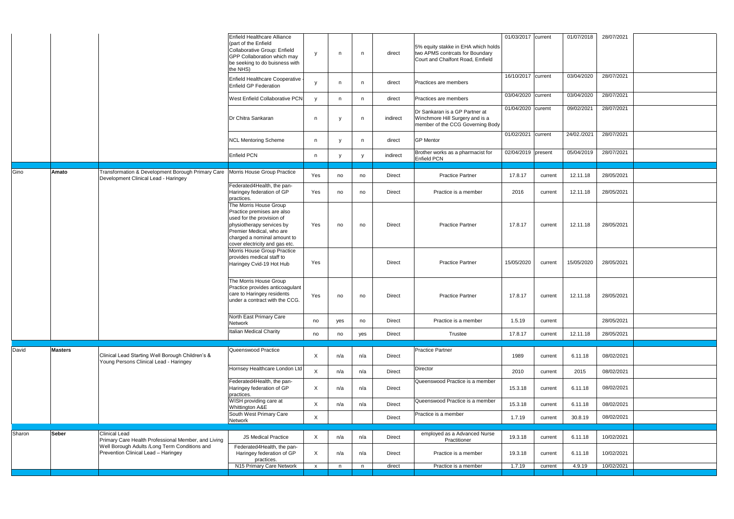| | | | | | | | | | | | | | |
|---|---|---|---|---|---|---|---|---|---|---|---|---|---|
| | | | Enfield Healthcare Alliance (part of the Enfield Collaborative Group: Enfield GPP Collaboration which may be seeking to do buisness with the NHS) | y | n | n | direct | 5% equity stakke in EHA which holds two APMS contrcats for Boundary Court and Chalfont Road, Emfield | 01/03/2017 | current | 01/07/2018 | 28/07/2021 | |
| | | | Enfield Healthcare Cooperative - Enfield GP Federation | y | n | n | direct | Practices are members | 16/10/2017 | current | 03/04/2020 | 28/07/2021 | |
| | | | West Enfield Collaborative PCN | y | n | n | direct | Practices are members | 03/04/2020 | current | 03/04/2020 | 28/07/2021 | |
| | | | Dr Chitra Sankaran | n | y | n | indirect | Dr Sankaran is a GP Partner at Winchmore Hill Surgery and is a member of the CCG Governing Body | 01/04/2020 | curemt | 09/02/2021 | 28/07/2021 | |
| | | | NCL Mentoring Scheme | n | y | n | direct | GP Mentor | 01/02/2021 | current | 24/02./2021 | 28/07/2021 | |
| | | | Enfield PCN | n | y | y | indirect | Brother works as a pharmacist for Enfield PCN | 02/04/2019 | present | 05/04/2019 | 28/07/2021 | |
| Gino | **Amato** | Transformation & Development Borough Primary Care Development Clinical Lead - Haringey | Morris House Group Practice | Yes | no | no | Direct | Practice Partner | 17.8.17 | current | 12.11.18 | 28/05/2021 | |
| | | | Federated4Health, the pan-Haringey federation of GP practices. | Yes | no | no | Direct | Practice is a member | 2016 | current | 12.11.18 | 28/05/2021 | |
| | | | The Morris House Group Practice premises are also used for the provision of physiotherapy services by Premier Medical, who are charged a nominal amount to cover electricity and gas etc. | Yes | no | no | Direct | Practice Partner | 17.8.17 | current | 12.11.18 | 28/05/2021 | |
| | | | Morris House Group Practice provides medical staff to Haringey Cvid-19 Hot Hub | Yes | | | Direct | Practice Partner | 15/05/2020 | current | 15/05/2020 | 28/05/2021 | |
| | | | The Morris House Group Practice provides anticoagulant care to Haringey residents under a contract with the CCG. | Yes | no | no | Direct | Practice Partner | 17.8.17 | current | 12.11.18 | 28/05/2021 | |
| | | | North East Primary Care Network | no | yes | no | Direct | Practice is a member | 1.5.19 | current | | 28/05/2021 | |
| | | | Italian Medical Charity | no | no | yes | Direct | Trustee | 17.8.17 | current | 12.11.18 | 28/05/2021 | |
| David | **Masters** | Clinical Lead Starting Well Borough Children's & Young Persons Clinical Lead - Haringey | Queenswood Practice | X | n/a | n/a | Direct | Practice Partner | 1989 | current | 6.11.18 | 08/02/2021 | |
| | | | Hornsey Healthcare London Ltd | X | n/a | n/a | Direct | Director | 2010 | current | 2015 | 08/02/2021 | |
| | | | Federated4Health, the pan-Haringey federation of GP practices. | X | n/a | n/a | Direct | Queenswood Practice is a member | 15.3.18 | current | 6.11.18 | 08/02/2021 | |
| | | | WISH providing care at Whittington A&E | X | n/a | n/a | Direct | Queenswood Practice is a member | 15.3.18 | current | 6.11.18 | 08/02/2021 | |
| | | | South West Primary Care Network | X | | | Direct | Practice is a member | 1.7.19 | current | 30.8.19 | 08/02/2021 | |
| Sharon | **Seber** | Clinical Lead Primary Care Health Professional Member, and Living Well Borough Adults /Long Term Conditions and Prevention Clinical Lead – Haringey | JS Medical Practice | X | n/a | n/a | Direct | employed as a Advanced Nurse Practitioner | 19.3.18 | current | 6.11.18 | 10/02/2021 | |
| | | | Federated4Health, the pan-Haringey federation of GP practices. | X | n/a | n/a | Direct | Practice is a member | 19.3.18 | current | 6.11.18 | 10/02/2021 | |
| | | | N15 Primary Care Network | x | n | n | direct | Practice is a member | 1.7.19 | current | 4.9.19 | 10/02/2021 | |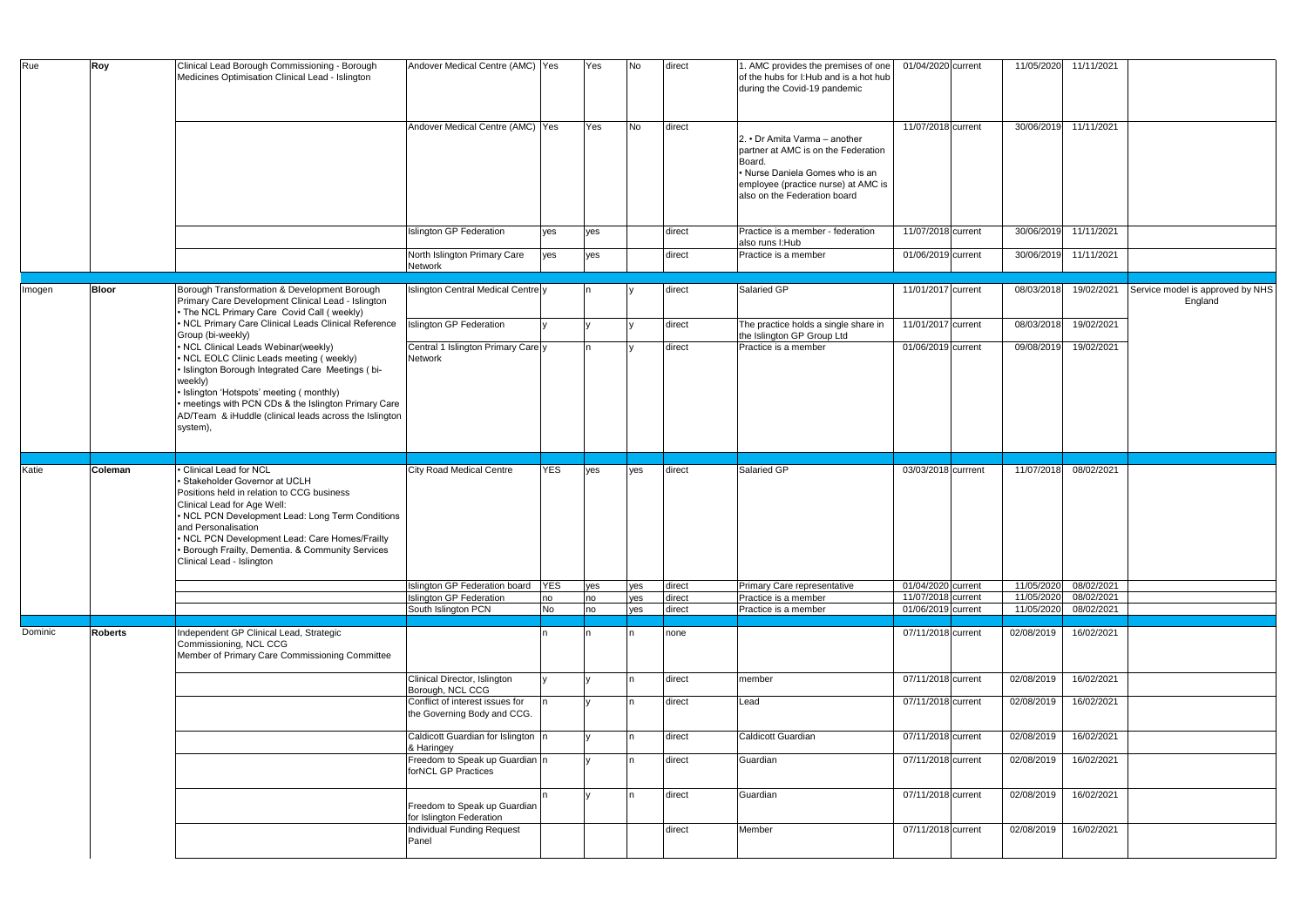| | | | | | | | | | | | | | |
|---|---|---|---|---|---|---|---|---|---|---|---|---|---|
| Rue | **Roy** | Clinical Lead Borough Commissioning - Borough Medicines Optimisation Clinical Lead - Islington | Andover Medical Centre (AMC) | Yes | Yes | No | direct | 1. AMC provides the premises of one of the hubs for I:Hub and is a hot hub during the Covid-19 pandemic | 01/04/2020 | current | 11/05/2020 | 11/11/2021 | |
| | | | Andover Medical Centre (AMC) | Yes | Yes | No | direct | 2. • Dr Amita Varma – another partner at AMC is on the Federation Board. • Nurse Daniela Gomes who is an employee (practice nurse) at AMC is also on the Federation board | 11/07/2018 | current | 30/06/2019 | 11/11/2021 | |
| | | | Islington GP Federation | yes | yes | | direct | Practice is a member - federation also runs I:Hub | 11/07/2018 | current | 30/06/2019 | 11/11/2021 | |
| | | | North Islington Primary Care Network | yes | yes | | direct | Practice is a member | 01/06/2019 | current | 30/06/2019 | 11/11/2021 | |
| Imogen | **Bloor** | Borough Transformation & Development Borough Primary Care Development Clinical Lead - Islington • The NCL Primary Care Covid Call ( weekly) • NCL Primary Care Clinical Leads Clinical Reference Group (bi-weekly) • NCL Clinical Leads Webinar(weekly) • NCL EOLC Clinic Leads meeting ( weekly) • Islington Borough Integrated Care Meetings ( bi-weekly) • Islington 'Hotspots' meeting ( monthly) • meetings with PCN CDs & the Islington Primary Care AD/Team & iHuddle (clinical leads across the Islington system), | Islington Central Medical Centre | y | n | y | direct | Salaried GP | 11/01/2017 | current | 08/03/2018 | 19/02/2021 | Service model is approved by NHS England |
| | | | Islington GP Federation | y | y | y | direct | The practice holds a single share in the Islington GP Group Ltd | 11/01/2017 | current | 08/03/2018 | 19/02/2021 | |
| | | | Central 1 Islington Primary Care Network | y | n | y | direct | Practice is a member | 01/06/2019 | current | 09/08/2019 | 19/02/2021 | |
| Katie | **Coleman** | • Clinical Lead for NCL • Stakeholder Governor at UCLH Positions held in relation to CCG business Clinical Lead for Age Well: • NCL PCN Development Lead: Long Term Conditions and Personalisation • NCL PCN Development Lead: Care Homes/Frailty • Borough Frailty, Dementia. & Community Services Clinical Lead - Islington | City Road Medical Centre | YES | yes | yes | direct | Salaried GP | 03/03/2018 | currrent | 11/07/2018 | 08/02/2021 | |
| | | | Islington GP Federation board | YES | yes | yes | direct | Primary Care representative | 01/04/2020 | current | 11/05/2020 | 08/02/2021 | |
| | | | Islington GP Federation | no | no | yes | direct | Practice is a member | 11/07/2018 | current | 11/05/2020 | 08/02/2021 | |
| | | | South Islington PCN | No | no | yes | direct | Practice is a member | 01/06/2019 | current | 11/05/2020 | 08/02/2021 | |
| Dominic | **Roberts** | Independent GP Clinical Lead, Strategic Commissioning, NCL CCG Member of Primary Care Commissioning Committee | | n | n | n | none | | 07/11/2018 | current | 02/08/2019 | 16/02/2021 | |
| | | | Clinical Director, Islington Borough, NCL CCG | y | y | n | direct | member | 07/11/2018 | current | 02/08/2019 | 16/02/2021 | |
| | | | Conflict of interest issues for the Governing Body and CCG. | n | y | n | direct | Lead | 07/11/2018 | current | 02/08/2019 | 16/02/2021 | |
| | | | Caldicott Guardian for Islington & Haringey | n | y | n | direct | Caldicott Guardian | 07/11/2018 | current | 02/08/2019 | 16/02/2021 | |
| | | | Freedom to Speak up Guardian forNCL GP Practices | n | y | n | direct | Guardian | 07/11/2018 | current | 02/08/2019 | 16/02/2021 | |
| | | | Freedom to Speak up Guardian for Islington Federation | n | y | n | direct | Guardian | 07/11/2018 | current | 02/08/2019 | 16/02/2021 | |
| | | | Individual Funding Request Panel | | | | direct | Member | 07/11/2018 | current | 02/08/2019 | 16/02/2021 | |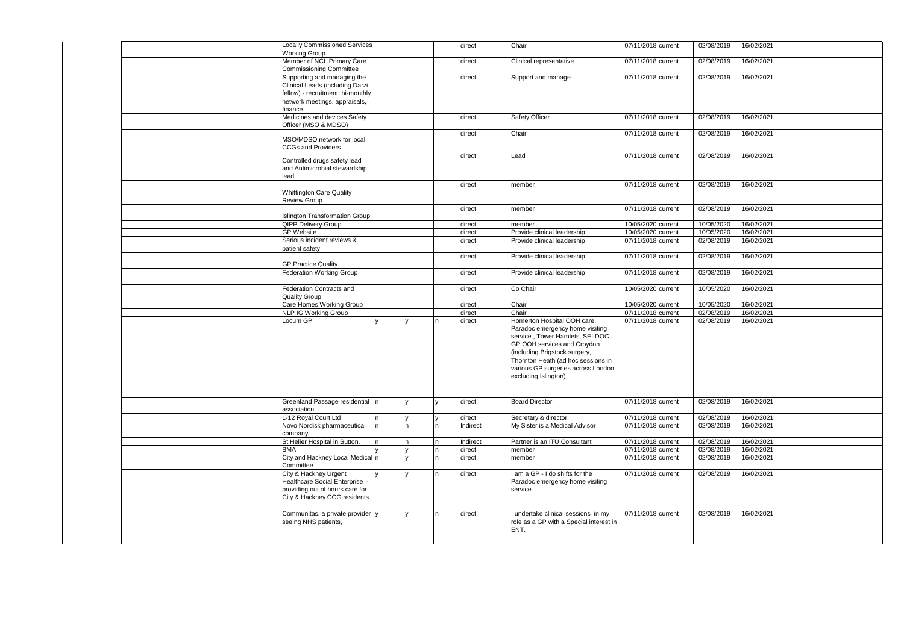| | | | | | | | | | | | |
|---|---|---|---|---|---|---|---|---|---|---|---|
| | Locally Commissioned Services Working Group | | | | direct | Chair | 07/11/2018 | current | 02/08/2019 | 16/02/2021 | |
| | Member of NCL Primary Care Commissioning Committee | | | | direct | Clinical representative | 07/11/2018 | current | 02/08/2019 | 16/02/2021 | |
| | Supporting and managing the Clinical Leads (including Darzi fellow) - recruitment, bi-monthly network meetings, appraisals, finance. | | | | direct | Support and manage | 07/11/2018 | current | 02/08/2019 | 16/02/2021 | |
| | Medicines and devices Safety Officer (MSO & MDSO) | | | | direct | Safety Officer | 07/11/2018 | current | 02/08/2019 | 16/02/2021 | |
| | MSO/MDSO network for local CCGs and Providers | | | | direct | Chair | 07/11/2018 | current | 02/08/2019 | 16/02/2021 | |
| | Controlled drugs safety lead and Antimicrobial stewardship lead. | | | | direct | Lead | 07/11/2018 | current | 02/08/2019 | 16/02/2021 | |
| | Whittington Care Quality Review Group | | | | direct | member | 07/11/2018 | current | 02/08/2019 | 16/02/2021 | |
| | Islington Transformation Group | | | | direct | member | 07/11/2018 | current | 02/08/2019 | 16/02/2021 | |
| | QIPP Delivery Group | | | | direct | member | 10/05/2020 | current | 10/05/2020 | 16/02/2021 | |
| | GP Website | | | | direct | Provide clinical leadership | 10/05/2020 | current | 10/05/2020 | 16/02/2021 | |
| | Serious incident reviews & patient safety | | | | direct | Provide clinical leadership | 07/11/2018 | current | 02/08/2019 | 16/02/2021 | |
| | GP Practice Quality | | | | direct | Provide clinical leadership | 07/11/2018 | current | 02/08/2019 | 16/02/2021 | |
| | Federation Working Group | | | | direct | Provide clinical leadership | 07/11/2018 | current | 02/08/2019 | 16/02/2021 | |
| | Federation Contracts and Quality Group | | | | direct | Co Chair | 10/05/2020 | current | 10/05/2020 | 16/02/2021 | |
| | Care Homes Working Group | | | | direct | Chair | 10/05/2020 | current | 10/05/2020 | 16/02/2021 | |
| | NLP IG Working Group | | | | direct | Chair | 07/11/2018 | current | 02/08/2019 | 16/02/2021 | |
| | Locum GP | y | y | n | direct | Homerton Hospital OOH care, Paradoc emergency home visiting service , Tower Hamlets, SELDOC GP OOH services and Croydon (including Brigstock surgery, Thornton Heath (ad hoc sessions in various GP surgeries across London, excluding Islington) | 07/11/2018 | current | 02/08/2019 | 16/02/2021 | |
| | Greenland Passage residential association | n | y | y | direct | Board Director | 07/11/2018 | current | 02/08/2019 | 16/02/2021 | |
| | 1-12 Royal Court Ltd | n | y | y | direct | Secretary & director | 07/11/2018 | current | 02/08/2019 | 16/02/2021 | |
| | Novo Nordisk pharmaceutical company. | n | n | n | Indirect | My Sister is a Medical Advisor | 07/11/2018 | current | 02/08/2019 | 16/02/2021 | |
| | St Helier Hospital in Sutton. | n | n | n | Indirect | Partner is an ITU Consultant | 07/11/2018 | current | 02/08/2019 | 16/02/2021 | |
| | BMA | y | y | n | direct | member | 07/11/2018 | current | 02/08/2019 | 16/02/2021 | |
| | City and Hackney Local Medical Committee | n | y | n | direct | member | 07/11/2018 | current | 02/08/2019 | 16/02/2021 | |
| | City & Hackney Urgent Healthcare Social Enterprise - providing out of hours care for City & Hackney CCG residents. | y | y | n | direct | I am a GP - I do shifts for the Paradoc emergency home visiting service. | 07/11/2018 | current | 02/08/2019 | 16/02/2021 | |
| | Communitas, a private provider seeing NHS patients, | y | y | n | direct | I undertake clinical sessions in my role as a GP with a Special interest in ENT. | 07/11/2018 | current | 02/08/2019 | 16/02/2021 | |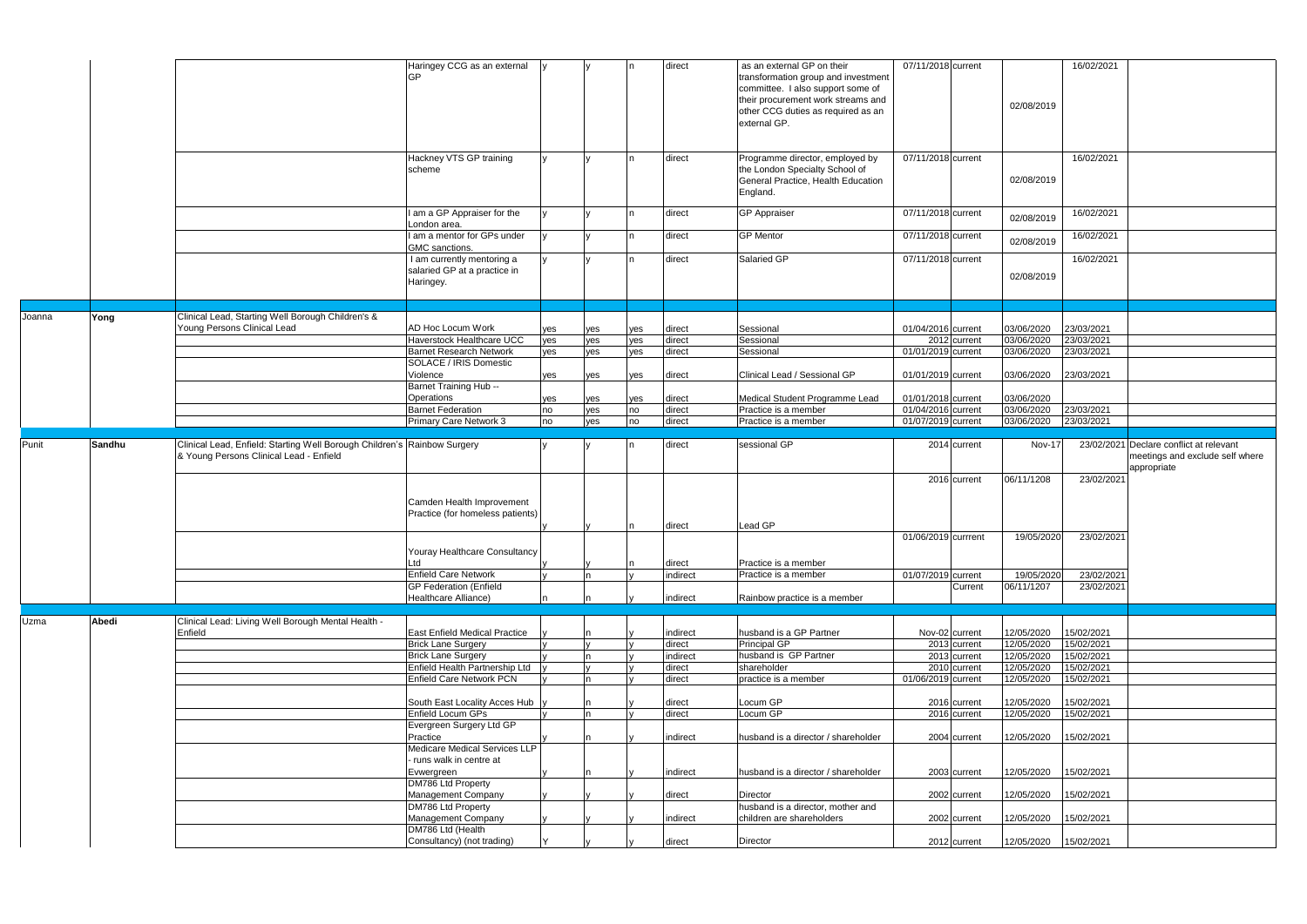|  |  |  | Haringey CCG as an external GP | y | y | n | direct | as an external GP on their transformation group and investment committee. I also support some of their procurement work streams and other CCG duties as required as an external GP. | 07/11/2018 | current | 02/08/2019 | 16/02/2021 |  |
|---|---|---|---|---|---|---|---|---|---|---|---|---|---|
|  |  |  | Hackney VTS GP training scheme | y | y | n | direct | Programme director, employed by the London Specialty School of General Practice, Health Education England. | 07/11/2018 | current | 02/08/2019 | 16/02/2021 |  |
|  |  |  | I am a GP Appraiser for the London area. | y | y | n | direct | GP Appraiser | 07/11/2018 | current | 02/08/2019 | 16/02/2021 |  |
|  |  |  | I am a mentor for GPs under GMC sanctions. | y | y | n | direct | GP Mentor | 07/11/2018 | current | 02/08/2019 | 16/02/2021 |  |
|  |  |  | I am currently mentoring a salaried GP at a practice in Haringey. | y | y | n | direct | Salaried GP | 07/11/2018 | current | 02/08/2019 | 16/02/2021 |  |
|  |  |  |  |  |  |  |  |  |  |  |  |  |  |
| Joanna | Yong | Clinical Lead, Starting Well Borough Children's & Young Persons Clinical Lead | AD Hoc Locum Work | yes | yes | yes | direct | Sessional | 01/04/2016 | current | 03/06/2020 | 23/03/2021 |  |
|  |  |  | Haverstock Healthcare UCC | yes | yes | yes | direct | Sessional | 2012 | current | 03/06/2020 | 23/03/2021 |  |
|  |  |  | Barnet Research Network | yes | yes | yes | direct | Sessional | 01/01/2019 | current | 03/06/2020 | 23/03/2021 |  |
|  |  |  | SOLACE / IRIS Domestic Violence | yes | yes | yes | direct | Clinical Lead / Sessional GP | 01/01/2019 | current | 03/06/2020 | 23/03/2021 |  |
|  |  |  | Barnet Training Hub -- Operations | yes | yes | yes | direct | Medical Student Programme Lead | 01/01/2018 | current | 03/06/2020 |  |  |
|  |  |  | Barnet Federation | no | yes | no | direct | Practice is a member | 01/04/2016 | current | 03/06/2020 | 23/03/2021 |  |
|  |  |  | Primary Care Network 3 | no | yes | no | direct | Practice is a member | 01/07/2019 | current | 03/06/2020 | 23/03/2021 |  |
|  |  |  |  |  |  |  |  |  |  |  |  |  |  |
| Punit | Sandhu | Clinical Lead, Enfield: Starting Well Borough Children's & Young Persons Clinical Lead - Enfield | Rainbow Surgery | y | y | n | direct | sessional GP | 2014 | current | Nov-17 | 23/02/2021 | Declare conflict at relevant meetings and exclude self where appropriate |
|  |  |  | Camden Health Improvement Practice (for homeless patients) | y | y | n | direct | Lead GP | 2016 | current | 06/11/1208 | 23/02/2021 |  |
|  |  |  | Youray Healthcare Consultancy Ltd | y | y | n | direct | Practice is a member | 01/06/2019 | currrent | 19/05/2020 | 23/02/2021 |  |
|  |  |  | Enfield Care Network | y | n | y | indirect | Practice is a member | 01/07/2019 | current | 19/05/2020 | 23/02/2021 |  |
|  |  |  | GP Federation (Enfield Healthcare Alliance) | n | n | y | indirect | Rainbow practice is a member |  | Current | 06/11/1207 | 23/02/2021 |  |
|  |  |  |  |  |  |  |  |  |  |  |  |  |  |
| Uzma | Abedi | Clinical Lead: Living Well Borough Mental Health - Enfield | East Enfield Medical Practice | y | n | y | indirect | husband is a GP Partner | Nov-02 | current | 12/05/2020 | 15/02/2021 |  |
|  |  |  | Brick Lane Surgery | y | y | y | direct | Principal GP | 2013 | current | 12/05/2020 | 15/02/2021 |  |
|  |  |  | Brick Lane Surgery | y | n | y | indirect | husband is GP Partner | 2013 | current | 12/05/2020 | 15/02/2021 |  |
|  |  |  | Enfield Health Partnership Ltd | y | y | y | direct | shareholder | 2010 | current | 12/05/2020 | 15/02/2021 |  |
|  |  |  | Enfield Care Network PCN | y | n | y | direct | practice is a member | 01/06/2019 | current | 12/05/2020 | 15/02/2021 |  |
|  |  |  | South East Locality Acces Hub | y | n | y | direct | Locum GP | 2016 | current | 12/05/2020 | 15/02/2021 |  |
|  |  |  | Enfield Locum GPs | y | n | y | direct | Locum GP | 2016 | current | 12/05/2020 | 15/02/2021 |  |
|  |  |  | Evergreen Surgery Ltd GP Practice | y | n | y | indirect | husband is a director / shareholder | 2004 | current | 12/05/2020 | 15/02/2021 |  |
|  |  |  | Medicare Medical Services LLP - runs walk in centre at Evwergreen | y | n | y | indirect | husband is a director / shareholder | 2003 | current | 12/05/2020 | 15/02/2021 |  |
|  |  |  | DM786 Ltd Property Management Company | y | y | y | direct | Director | 2002 | current | 12/05/2020 | 15/02/2021 |  |
|  |  |  | DM786 Ltd Property Management Company | y | y | y | indirect | husband is a director, mother and children are shareholders | 2002 | current | 12/05/2020 | 15/02/2021 |  |
|  |  |  | DM786 Ltd (Health Consultancy) (not trading) | Y | y | y | direct | Director | 2012 | current | 12/05/2020 | 15/02/2021 |  |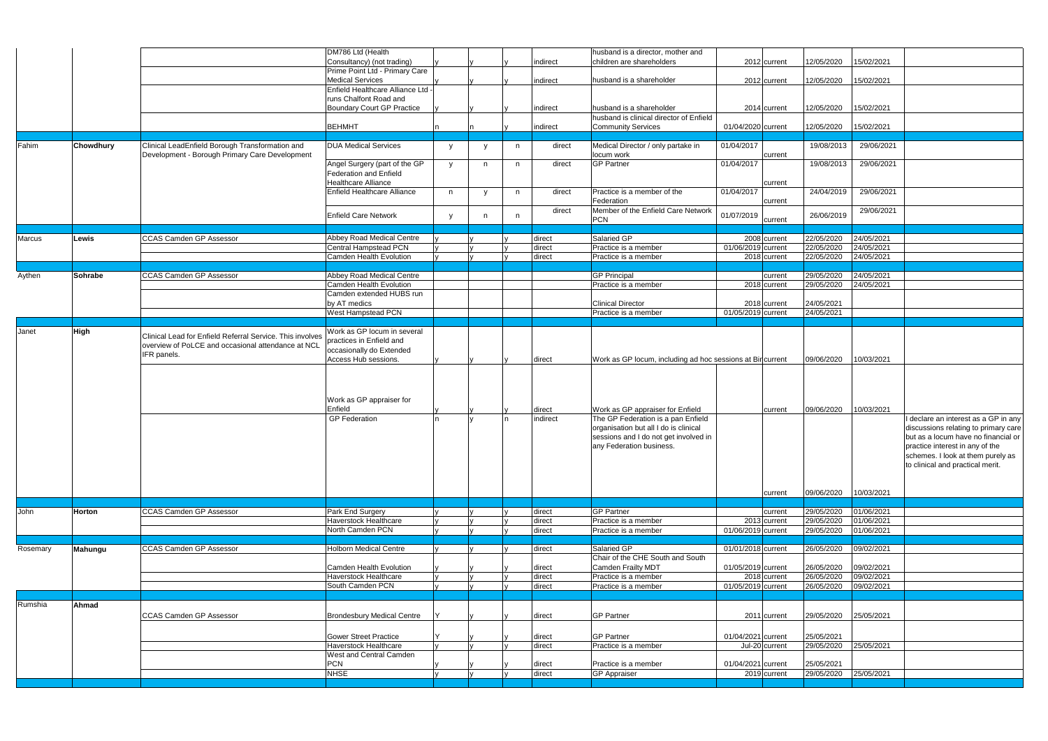| | | | | | | | | | | | | | |
|---|---|---|---|---|---|---|---|---|---|---|---|---|---|
| | | | DM786 Ltd (Health Consultancy) (not trading) | y | y | y | indirect | husband is a director, mother and children are shareholders | 2012 | current | 12/05/2020 | 15/02/2021 | |
| | | | Prime Point Ltd - Primary Care Medical Services | y | y | y | indirect | husband is a shareholder | 2012 | current | 12/05/2020 | 15/02/2021 | |
| | | | Enfield Healthcare Alliance Ltd - runs Chalfont Road and Boundary Court GP Practice | y | y | y | indirect | husband is a shareholder | 2014 | current | 12/05/2020 | 15/02/2021 | |
| | | | BEHMHT | n | n | y | indirect | husband is clinical director of Enfield Community Services | 01/04/2020 | current | 12/05/2020 | 15/02/2021 | |
| | | | | | | | | | | | | | |
| Fahim | **Chowdhury** | Clinical LeadEnfield Borough Transformation and Development - Borough Primary Care Development | DUA Medical Services | y | y | n | direct | Medical Director / only partake in locum work | 01/04/2017 | current | 19/08/2013 | 29/06/2021 | |
| | | | Angel Surgery (part of the GP Federation and Enfield Healthcare Alliance | y | n | n | direct | GP Partner | 01/04/2017 | current | 19/08/2013 | 29/06/2021 | |
| | | | Enfield Healthcare Alliance | n | y | n | direct | Practice is a member of the Federation | 01/04/2017 | current | 24/04/2019 | 29/06/2021 | |
| | | | Enfield Care Network | y | n | n | direct | Member of the Enfield Care Network PCN | 01/07/2019 | current | 26/06/2019 | 29/06/2021 | |
| | | | | | | | | | | | | | |
| Marcus | **Lewis** | CCAS Camden GP Assessor | Abbey Road Medical Centre | y | y | y | direct | Salaried GP | 2008 | current | 22/05/2020 | 24/05/2021 | |
| | | | Central Hampstead PCN | y | y | y | direct | Practice is a member | 01/06/2019 | current | 22/05/2020 | 24/05/2021 | |
| | | | Camden Health Evolution | y | y | y | direct | Practice is a member | 2018 | current | 22/05/2020 | 24/05/2021 | |
| | | | | | | | | | | | | | |
| Aythen | **Sohrabe** | CCAS Camden GP Assessor | Abbey Road Medical Centre | | | | | GP Principal | | current | 29/05/2020 | 24/05/2021 | |
| | | | Camden Health Evolution | | | | | Practice is a member | 2018 | current | 29/05/2020 | 24/05/2021 | |
| | | | Camden extended HUBS run by AT medics | | | | | Clinical Director | 2018 | current | 24/05/2021 | | |
| | | | West Hampstead PCN | | | | | Practice is a member | 01/05/2019 | current | 24/05/2021 | | |
| | | | | | | | | | | | | | |
| Janet | **High** | Clinical Lead for Enfield Referral Service. This involves overview of PoLCE and occasional attendance at NCL IFR panels. | Work as GP locum in several practices in Enfield and occasionally do Extended Access Hub sessions. | y | y | y | direct | Work as GP locum, including ad hoc sessions at Bir | | current | 09/06/2020 | 10/03/2021 | |
| | | | Work as GP appraiser for Enfield | y | y | y | direct | Work as GP appraiser for Enfield | | current | 09/06/2020 | 10/03/2021 | |
| | | | GP Federation | n | y | n | indirect | The GP Federation is a pan Enfield organisation but all I do is clinical sessions and I do not get involved in any Federation business. | | current | 09/06/2020 | 10/03/2021 | I declare an interest as a GP in any discussions relating to primary care but as a locum have no financial or practice interest in any of the schemes. I look at them purely as to clinical and practical merit. |
| | | | | | | | | | | | | | |
| John | **Horton** | CCAS Camden GP Assessor | Park End Surgery | y | y | y | direct | GP Partner | | current | 29/05/2020 | 01/06/2021 | |
| | | | Haverstock Healthcare | y | y | y | direct | Practice is a member | 2013 | current | 29/05/2020 | 01/06/2021 | |
| | | | North Camden PCN | y | y | y | direct | Practice is a member | 01/06/2019 | current | 29/05/2020 | 01/06/2021 | |
| | | | | | | | | | | | | | |
| Rosemary | **Mahungu** | CCAS Camden GP Assessor | Holborn Medical Centre | y | y | y | direct | Salaried GP | 01/01/2018 | current | 26/05/2020 | 09/02/2021 | |
| | | | Camden Health Evolution | y | y | y | direct | Chair of the CHE South and South Camden Frailty MDT | 01/05/2019 | current | 26/05/2020 | 09/02/2021 | |
| | | | Haverstock Healthcare | y | y | y | direct | Practice is a member | 2018 | current | 26/05/2020 | 09/02/2021 | |
| | | | South Camden PCN | y | y | y | direct | Practice is a member | 01/05/2019 | current | 26/05/2020 | 09/02/2021 | |
| | | | | | | | | | | | | | |
| Rumshia | **Ahmad** | CCAS Camden GP Assessor | Brondesbury Medical Centre | Y | y | y | direct | GP Partner | 2011 | current | 29/05/2020 | 25/05/2021 | |
| | | | Gower Street Practice | Y | y | y | direct | GP Partner | 01/04/2021 | current | 25/05/2021 | | |
| | | | Haverstock Healthcare | y | y | y | direct | Practice is a member | Jul-20 | current | 29/05/2020 | 25/05/2021 | |
| | | | West and Central Camden PCN | y | y | y | direct | Practice is a member | 01/04/2021 | current | 25/05/2021 | | |
| | | | NHSE | y | y | y | direct | GP Appraiser | 2019 | current | 29/05/2020 | 25/05/2021 | |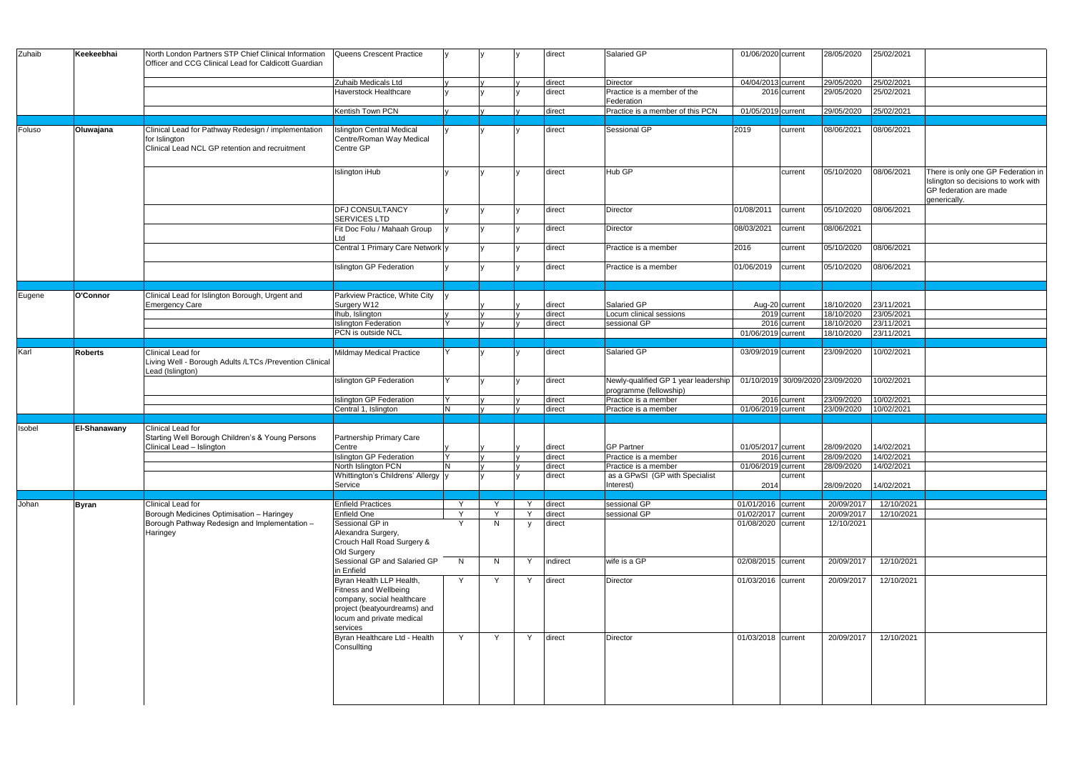| | | | | | | | | | | | | | |
|---|---|---|---|---|---|---|---|---|---|---|---|---|---|
| Zuhaib | Keekeebhai | North London Partners STP Chief Clinical Information Officer and CCG Clinical Lead for Caldicott Guardian | Queens Crescent Practice | y | y | y | direct | Salaried GP | 01/06/2020 | current | 28/05/2020 | 25/02/2021 | |
| | | | Zuhaib Medicals Ltd | y | y | y | direct | Director | 04/04/2013 | current | 29/05/2020 | 25/02/2021 | |
| | | | Haverstock Healthcare | y | y | y | direct | Practice is a member of the Federation | 2016 | current | 29/05/2020 | 25/02/2021 | |
| | | | Kentish Town PCN | y | y | y | direct | Practice is a member of this PCN | 01/05/2019 | current | 29/05/2020 | 25/02/2021 | |
| Foluso | Oluwajana | Clinical Lead for Pathway Redesign / implementation for Islington<br>Clinical Lead NCL GP retention and recruitment | Islington Central Medical Centre/Roman Way Medical Centre GP | y | y | y | direct | Sessional GP | 2019 | current | 08/06/2021 | 08/06/2021 | |
| | | | Islington iHub | y | y | y | direct | Hub GP | | current | 05/10/2020 | 08/06/2021 | There is only one GP Federation in Islington so decisions to work with GP federation are made generically. |
| | | | DFJ CONSULTANCY SERVICES LTD | y | y | y | direct | Director | 01/08/2011 | current | 05/10/2020 | 08/06/2021 | |
| | | | Fit Doc Folu / Mahaah Group Ltd | y | y | y | direct | Director | 08/03/2021 | current | 08/06/2021 | | |
| | | | Central 1 Primary Care Network | y | y | y | direct | Practice is a member | 2016 | current | 05/10/2020 | 08/06/2021 | |
| | | | Islington GP Federation | y | y | y | direct | Practice is a member | 01/06/2019 | current | 05/10/2020 | 08/06/2021 | |
| Eugene | O'Connor | Clinical Lead for Islington Borough, Urgent and Emergency Care | Parkview Practice, White City Surgery W12 | y | y | y | direct | Salaried GP | Aug-20 | current | 18/10/2020 | 23/11/2021 | |
| | | | Ihub, Islington | y | y | y | direct | Locum clinical sessions | 2019 | current | 18/10/2020 | 23/05/2021 | |
| | | | Islington Federation | Y | y | y | direct | sessional GP | 2016 | current | 18/10/2020 | 23/11/2021 | |
| | | | PCN is outside NCL | | | | | | 01/06/2019 | current | 18/10/2020 | 23/11/2021 | |
| Karl | Roberts | Clinical Lead for<br>Living Well - Borough Adults /LTCs /Prevention Clinical Lead (Islington) | Mildmay Medical Practice | Y | y | y | direct | Salaried GP | 03/09/2019 | current | 23/09/2020 | 10/02/2021 | |
| | | | Islington GP Federation | Y | y | y | direct | Newly-qualified GP 1 year leadership programme (fellowship) | 01/10/2019 | 30/09/2020 | 23/09/2020 | 10/02/2021 | |
| | | | Islington GP Federation | Y | y | y | direct | Practice is a member | 2016 | current | 23/09/2020 | 10/02/2021 | |
| | | | Central 1, Islington | N | y | y | direct | Practice is a member | 01/06/2019 | current | 23/09/2020 | 10/02/2021 | |
| Isobel | El-Shanawany | Clinical Lead for<br>Starting Well Borough Children's & Young Persons Clinical Lead – Islington | Partnership Primary Care Centre | y | y | y | direct | GP Partner | 01/05/2017 | current | 28/09/2020 | 14/02/2021 | |
| | | | Islington GP Federation | Y | y | y | direct | Practice is a member | 2016 | current | 28/09/2020 | 14/02/2021 | |
| | | | North Islington PCN | N | y | y | direct | Practice is a member | 01/06/2019 | current | 28/09/2020 | 14/02/2021 | |
| | | | Whittington's Childrens' Allergy Service | y | y | y | direct | as a GPwSI (GP with Specialist Interest) | 2014 | current | 28/09/2020 | 14/02/2021 | |
| Johan | Byran | Clinical Lead for<br>Borough Medicines Optimisation – Haringey<br>Borough Pathway Redesign and Implementation – Haringey | Enfield Practices | Y | Y | Y | direct | sessional GP | 01/01/2016 | current | 20/09/2017 | 12/10/2021 | |
| | | | Enfield One | Y | Y | Y | direct | sessional GP | 01/02/2017 | current | 20/09/2017 | 12/10/2021 | |
| | | | Sessional GP in Alexandra Surgery, Crouch Hall Road Surgery & Old Surgery | Y | N | y | direct | | 01/08/2020 | current | 12/10/2021 | | |
| | | | Sessional GP and Salaried GP in Enfield | N | N | Y | indirect | wife is a GP | 02/08/2015 | current | 20/09/2017 | 12/10/2021 | |
| | | | Byran Health LLP Health, Fitness and Wellbeing company, social healthcare project (beatyourdreams) and locum and private medical services | Y | Y | Y | direct | Director | 01/03/2016 | current | 20/09/2017 | 12/10/2021 | |
| | | | Byran Healthcare Ltd - Health Consullting | Y | Y | Y | direct | Director | 01/03/2018 | current | 20/09/2017 | 12/10/2021 | |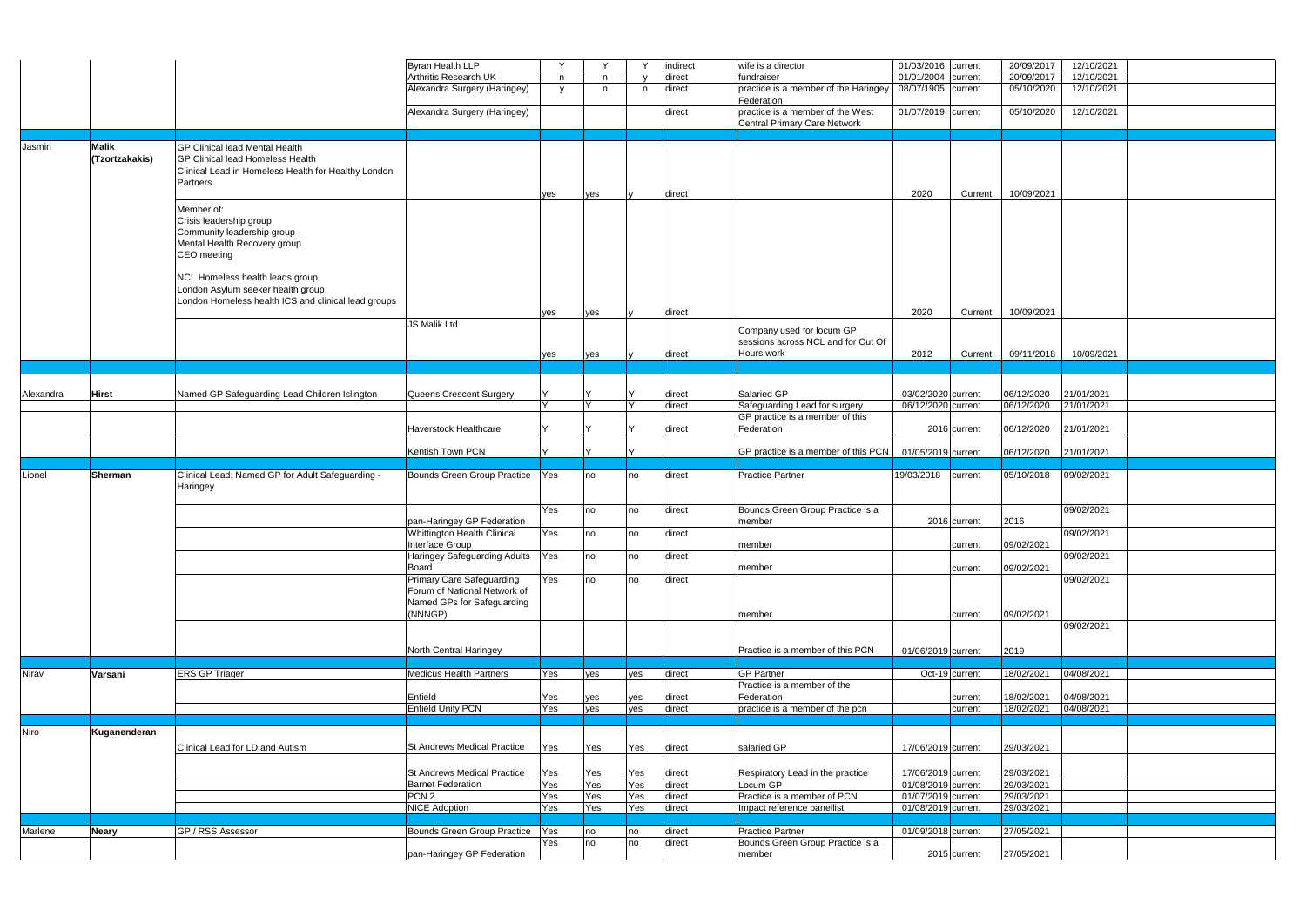| | | | | | | | | | | | | | |
|---|---|---|---|---|---|---|---|---|---|---|---|---|---|
| | | | Byran Health LLP | Y | Y | Y | indirect | wife is a director | 01/03/2016 | current | 20/09/2017 | 12/10/2021 | |
| | | | Arthritis Research UK | n | n | y | direct | fundraiser | 01/01/2004 | current | 20/09/2017 | 12/10/2021 | |
| | | | Alexandra Surgery (Haringey) | y | n | n | direct | practice is a member of the Haringey Federation | 08/07/1905 | current | 05/10/2020 | 12/10/2021 | |
| | | | Alexandra Surgery (Haringey) | | | | direct | practice is a member of the West Central Primary Care Network | 01/07/2019 | current | 05/10/2020 | 12/10/2021 | |
| | | | | | | | | | | | | | |
| Jasmin | **Malik (Tzortzakakis)** | GP Clinical lead Mental Health<br>GP Clinical lead Homeless Health<br>Clinical Lead in Homeless Health for Healthy London Partners | | yes | yes | y | direct | | 2020 | Current | 10/09/2021 | | |
| | | Member of:<br>Crisis leadership group<br>Community leadership group<br>Mental Health Recovery group<br>CEO meeting<br><br>NCL Homeless health leads group<br>London Asylum seeker health group<br>London Homeless health ICS and clinical lead groups | | yes | yes | y | direct | | 2020 | Current | 10/09/2021 | | |
| | | | JS Malik Ltd | yes | yes | y | direct | Company used for locum GP sessions across NCL and for Out Of Hours work | 2012 | Current | 09/11/2018 | 10/09/2021 | |
| | | | | | | | | | | | | | |
| Alexandra | **Hirst** | Named GP Safeguarding Lead Children Islington | Queens Crescent Surgery | Y | Y | Y | direct | Salaried GP | 03/02/2020 | current | 06/12/2020 | 21/01/2021 | |
| | | | | Y | Y | Y | direct | Safeguarding Lead for surgery | 06/12/2020 | current | 06/12/2020 | 21/01/2021 | |
| | | | Haverstock Healthcare | Y | Y | Y | direct | GP practice is a member of this Federation | 2016 | current | 06/12/2020 | 21/01/2021 | |
| | | | Kentish Town PCN | Y | Y | Y | | GP practice is a member of this PCN | 01/05/2019 | current | 06/12/2020 | 21/01/2021 | |
| | | | | | | | | | | | | | |
| Lionel | **Sherman** | Clinical Lead: Named GP for Adult Safeguarding - Haringey | Bounds Green Group Practice | Yes | no | no | direct | Practice Partner | 19/03/2018 | current | 05/10/2018 | 09/02/2021 | |
| | | | pan-Haringey GP Federation | Yes | no | no | direct | Bounds Green Group Practice is a member | 2016 | current | 2016 | 09/02/2021 | |
| | | | Whittington Health Clinical Interface Group | Yes | no | no | direct | member | | current | 09/02/2021 | 09/02/2021 | |
| | | | Haringey Safeguarding Adults Board | Yes | no | no | direct | member | | current | 09/02/2021 | 09/02/2021 | |
| | | | Primary Care Safeguarding Forum of National Network of Named GPs for Safeguarding (NNNGP) | Yes | no | no | direct | member | | current | 09/02/2021 | 09/02/2021 | |
| | | | North Central Haringey | | | | | Practice is a member of this PCN | 01/06/2019 | current | 2019 | 09/02/2021 | |
| | | | | | | | | | | | | | |
| Nirav | **Varsani** | ERS GP Triager | Medicus Health Partners | Yes | yes | yes | direct | GP Partner | Oct-19 | current | 18/02/2021 | 04/08/2021 | |
| | | | Enfield | Yes | yes | yes | direct | Practice is a member of the Federation | | current | 18/02/2021 | 04/08/2021 | |
| | | | Enfield Unity PCN | Yes | yes | yes | direct | practice is a member of the pcn | | current | 18/02/2021 | 04/08/2021 | |
| | | | | | | | | | | | | | |
| Niro | **Kuganenderan** | Clinical Lead for LD and Autism | St Andrews Medical Practice | Yes | Yes | Yes | direct | salaried GP | 17/06/2019 | current | 29/03/2021 | | |
| | | | St Andrews Medical Practice | Yes | Yes | Yes | direct | Respiratory Lead in the practice | 17/06/2019 | current | 29/03/2021 | | |
| | | | Barnet Federation | Yes | Yes | Yes | direct | Locum GP | 01/08/2019 | current | 29/03/2021 | | |
| | | | PCN 2 | Yes | Yes | Yes | direct | Practice is a member of PCN | 01/07/2019 | current | 29/03/2021 | | |
| | | | NICE Adoption | Yes | Yes | Yes | direct | Impact reference panellist | 01/08/2019 | current | 29/03/2021 | | |
| | | | | | | | | | | | | | |
| Marlene | **Neary** | GP / RSS Assessor | Bounds Green Group Practice | Yes | no | no | direct | Practice Partner | 01/09/2018 | current | 27/05/2021 | | |
| | | | pan-Haringey GP Federation | Yes | no | no | direct | Bounds Green Group Practice is a member | 2015 | current | 27/05/2021 | | |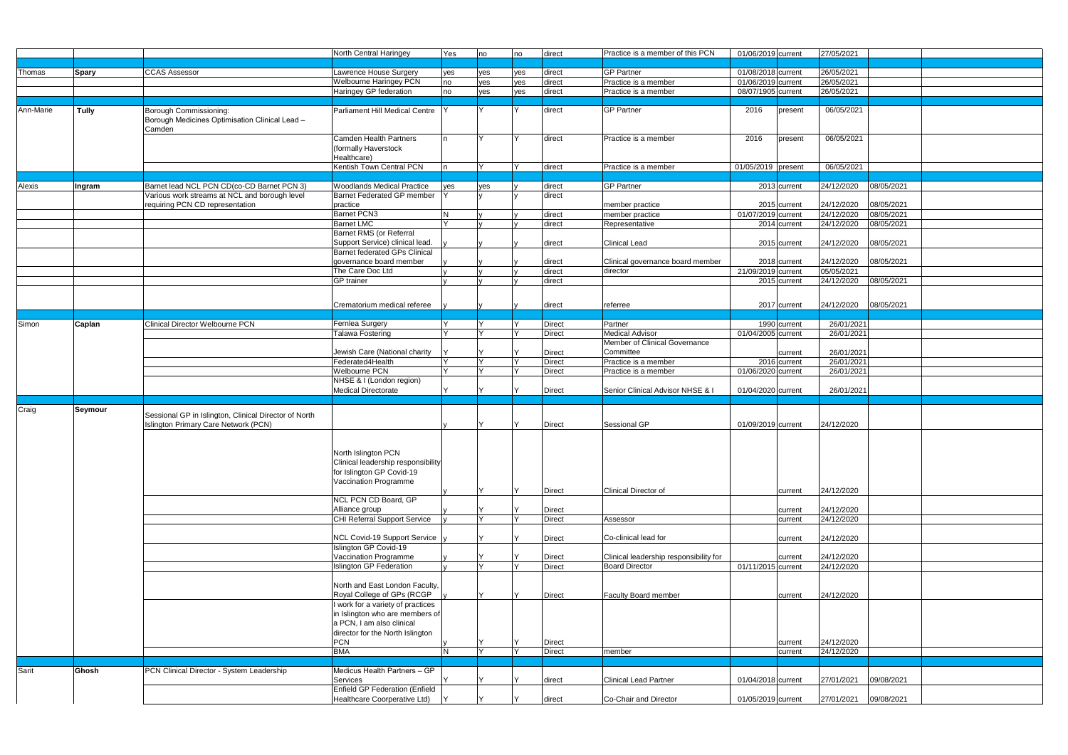| | | | | | | | | | | | | | |
|---|---|---|---|---|---|---|---|---|---|---|---|---|---|
| | | | North Central Haringey | Yes | no | no | direct | Practice is a member of this PCN | 01/06/2019 | current | 27/05/2021 | | |
| | | | | | | | | | | | | | |
| Thomas | **Spary** | CCAS Assessor | Lawrence House Surgery | yes | yes | yes | direct | GP Partner | 01/08/2018 | current | 26/05/2021 | | |
| | | | Welbourne Haringey PCN | no | yes | yes | direct | Practice is a member | 01/06/2019 | current | 26/05/2021 | | |
| | | | Haringey GP federation | no | yes | yes | direct | Practice is a member | 08/07/1905 | current | 26/05/2021 | | |
| | | | | | | | | | | | | | |
| Ann-Marie | **Tully** | Borough Commissioning: Borough Medicines Optimisation Clinical Lead – Camden | Parliament Hill Medical Centre | Y | Y | Y | direct | GP Partner | 2016 | present | 06/05/2021 | | |
| | | | Camden Health Partners (formally Haverstock Healthcare) | n | Y | Y | direct | Practice is a member | 2016 | present | 06/05/2021 | | |
| | | | Kentish Town Central PCN | n | Y | Y | direct | Practice is a member | 01/05/2019 | present | 06/05/2021 | | |
| | | | | | | | | | | | | | |
| Alexis | **Ingram** | Barnet lead NCL PCN CD(co-CD Barnet PCN 3) | Woodlands Medical Practice | yes | yes | y | direct | GP Partner | 2013 | current | 24/12/2020 | 08/05/2021 | |
| | | Various work streams at NCL and borough level requiring PCN CD representation | Barnet Federated GP member practice | Y | y | y | direct | member practice | 2015 | current | 24/12/2020 | 08/05/2021 | |
| | | | Barnet PCN3 | N | y | y | direct | member practice | 01/07/2019 | current | 24/12/2020 | 08/05/2021 | |
| | | | Barnet LMC | Y | y | y | direct | Representative | 2014 | current | 24/12/2020 | 08/05/2021 | |
| | | | Barnet RMS (or Referral Support Service) clinical lead. | y | y | y | direct | Clinical Lead | 2015 | current | 24/12/2020 | 08/05/2021 | |
| | | | Barnet federated GPs Clinical governance board member | y | y | y | direct | Clinical governance board member | 2018 | current | 24/12/2020 | 08/05/2021 | |
| | | | The Care Doc Ltd | y | y | y | direct | director | 21/09/2019 | current | 05/05/2021 | | |
| | | | GP trainer | y | y | y | direct | | 2015 | current | 24/12/2020 | 08/05/2021 | |
| | | | Crematorium medical referee | y | y | y | direct | referree | 2017 | current | 24/12/2020 | 08/05/2021 | |
| | | | | | | | | | | | | | |
| Simon | **Caplan** | Clinical Director Welbourne PCN | Fernlea Surgery | Y | Y | Y | Direct | Partner | 1990 | current | 26/01/2021 | | |
| | | | Talawa Fostering | Y | Y | Y | Direct | Medical Advisor | 01/04/2005 | current | 26/01/2021 | | |
| | | | Jewish Care (National charity | Y | Y | Y | Direct | Member of Clinical Governance Committee | | current | 26/01/2021 | | |
| | | | Federated4Health | Y | Y | Y | Direct | Practice is a member | 2016 | current | 26/01/2021 | | |
| | | | Welbourne PCN | Y | Y | Y | Direct | Practice is a member | 01/06/2020 | current | 26/01/2021 | | |
| | | | NHSE & I (London region) Medical Directorate | Y | Y | Y | Direct | Senior Clinical Advisor NHSE & I | 01/04/2020 | current | 26/01/2021 | | |
| | | | | | | | | | | | | | |
| Craig | **Seymour** | Sessional GP in Islington, Clinical Director of North Islington Primary Care Network (PCN) | | y | Y | Y | Direct | Sessional GP | 01/09/2019 | current | 24/12/2020 | | |
| | | | North Islington PCN Clinical leadership responsibility for Islington GP Covid-19 Vaccination Programme | y | Y | Y | Direct | Clinical Director of | | current | 24/12/2020 | | |
| | | | NCL PCN CD Board, GP Alliance group | y | Y | Y | Direct | | | current | 24/12/2020 | | |
| | | | CHI Referral Support Service | y | Y | Y | Direct | Assessor | | current | 24/12/2020 | | |
| | | | NCL Covid-19 Support Service | y | Y | Y | Direct | Co-clinical lead for | | current | 24/12/2020 | | |
| | | | Islington GP Covid-19 Vaccination Programme | y | Y | Y | Direct | Clinical leadership responsibility for | | current | 24/12/2020 | | |
| | | | Islington GP Federation | y | Y | Y | Direct | Board Director | 01/11/2015 | current | 24/12/2020 | | |
| | | | North and East London Faculty, Royal College of GPs (RCGP | y | Y | Y | Direct | Faculty Board member | | current | 24/12/2020 | | |
| | | | I work for a variety of practices in Islington who are members of a PCN, I am also clinical director for the North Islington PCN | y | Y | Y | Direct | | | current | 24/12/2020 | | |
| | | | BMA | N | Y | Y | Direct | member | | current | 24/12/2020 | | |
| | | | | | | | | | | | | | |
| Sarit | **Ghosh** | PCN Clinical Director - System Leadership | Medicus Health Partners – GP Services | Y | Y | Y | direct | Clinical Lead Partner | 01/04/2018 | current | 27/01/2021 | 09/08/2021 | |
| | | | Enfield GP Federation (Enfield Healthcare Coorperative Ltd) | Y | Y | Y | direct | Co-Chair and Director | 01/05/2019 | current | 27/01/2021 | 09/08/2021 | |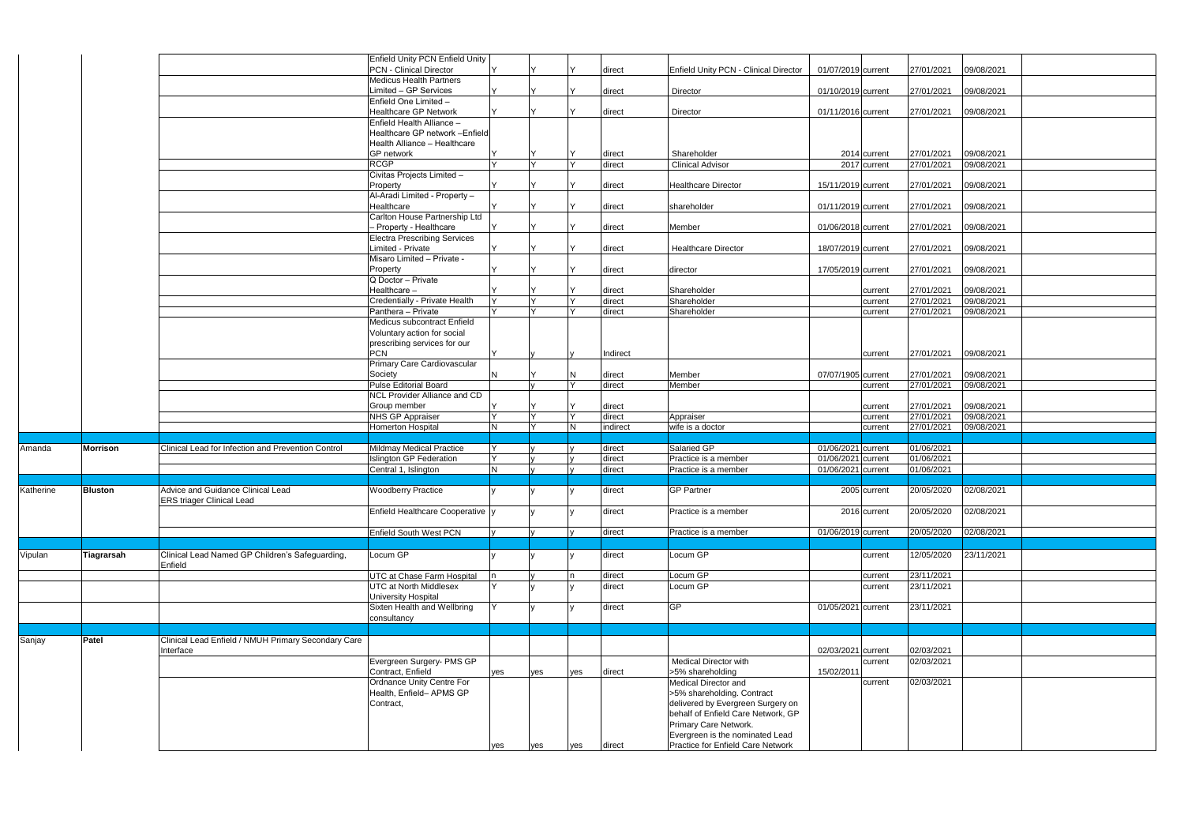| | | | | | | | | | | | | | |
|---|---|---|---|---|---|---|---|---|---|---|---|---|---|
| | | | Enfield Unity PCN Enfield Unity PCN - Clinical Director | Y | Y | Y | direct | Enfield Unity PCN - Clinical Director | 01/07/2019 | current | 27/01/2021 | 09/08/2021 | |
| | | | Medicus Health Partners Limited – GP Services | Y | Y | Y | direct | Director | 01/10/2019 | current | 27/01/2021 | 09/08/2021 | |
| | | | Enfield One Limited – Healthcare GP Network | Y | Y | Y | direct | Director | 01/11/2016 | current | 27/01/2021 | 09/08/2021 | |
| | | | Enfield Health Alliance – Healthcare GP network –Enfield Health Alliance – Healthcare GP network | Y | Y | Y | direct | Shareholder | 2014 | current | 27/01/2021 | 09/08/2021 | |
| | | | RCGP | Y | Y | Y | direct | Clinical Advisor | 2017 | current | 27/01/2021 | 09/08/2021 | |
| | | | Civitas Projects Limited – Property | Y | Y | Y | direct | Healthcare Director | 15/11/2019 | current | 27/01/2021 | 09/08/2021 | |
| | | | Al-Aradi Limited - Property – Healthcare | Y | Y | Y | direct | shareholder | 01/11/2019 | current | 27/01/2021 | 09/08/2021 | |
| | | | Carlton House Partnership Ltd – Property - Healthcare | Y | Y | Y | direct | Member | 01/06/2018 | current | 27/01/2021 | 09/08/2021 | |
| | | | Electra Prescribing Services Limited - Private | Y | Y | Y | direct | Healthcare Director | 18/07/2019 | current | 27/01/2021 | 09/08/2021 | |
| | | | Misaro Limited – Private - Property | Y | Y | Y | direct | director | 17/05/2019 | current | 27/01/2021 | 09/08/2021 | |
| | | | Q Doctor – Private Healthcare – | Y | Y | Y | direct | Shareholder | | current | 27/01/2021 | 09/08/2021 | |
| | | | Credentially - Private Health | Y | Y | Y | direct | Shareholder | | current | 27/01/2021 | 09/08/2021 | |
| | | | Panthera – Private | Y | Y | Y | direct | Shareholder | | current | 27/01/2021 | 09/08/2021 | |
| | | | Medicus subcontract Enfield Voluntary action for social prescribing services for our PCN | Y | y | y | Indirect | | | current | 27/01/2021 | 09/08/2021 | |
| | | | Primary Care Cardiovascular Society | N | Y | N | direct | Member | 07/07/1905 | current | 27/01/2021 | 09/08/2021 | |
| | | | Pulse Editorial Board | | y | Y | direct | Member | | current | 27/01/2021 | 09/08/2021 | |
| | | | NCL Provider Alliance and CD Group member | Y | Y | Y | direct | | | current | 27/01/2021 | 09/08/2021 | |
| | | | NHS GP Appraiser | Y | Y | Y | direct | Appraiser | | current | 27/01/2021 | 09/08/2021 | |
| | | | Homerton Hospital | N | Y | N | indirect | wife is a doctor | | current | 27/01/2021 | 09/08/2021 | |
| | | | | | | | | | | | | | |
| Amanda | **Morrison** | Clinical Lead for Infection and Prevention Control | Mildmay Medical Practice | Y | y | y | direct | Salaried GP | 01/06/2021 | current | 01/06/2021 | | |
| | | | Islington GP Federation | Y | y | y | direct | Practice is a member | 01/06/2021 | current | 01/06/2021 | | |
| | | | Central 1, Islington | N | y | y | direct | Practice is a member | 01/06/2021 | current | 01/06/2021 | | |
| | | | | | | | | | | | | | |
| Katherine | **Bluston** | Advice and Guidance Clinical Lead ERS triager Clinical Lead | Woodberry Practice | y | y | y | direct | GP Partner | 2005 | current | 20/05/2020 | 02/08/2021 | |
| | | | Enfield Healthcare Cooperative | y | y | y | direct | Practice is a member | 2016 | current | 20/05/2020 | 02/08/2021 | |
| | | | Enfield South West PCN | y | y | y | direct | Practice is a member | 01/06/2019 | current | 20/05/2020 | 02/08/2021 | |
| | | | | | | | | | | | | | |
| Vipulan | **Tiagrarsah** | Clinical Lead Named GP Children's Safeguarding, Enfield | Locum GP | y | y | y | direct | Locum GP | | current | 12/05/2020 | 23/11/2021 | |
| | | | UTC at Chase Farm Hospital | n | y | n | direct | Locum GP | | current | 23/11/2021 | | |
| | | | UTC at North Middlesex University Hospital | Y | y | y | direct | Locum GP | | current | 23/11/2021 | | |
| | | | Sixten Health and Wellbring consultancy | Y | y | y | direct | GP | 01/05/2021 | current | 23/11/2021 | | |
| | | | | | | | | | | | | | |
| Sanjay | **Patel** | Clinical Lead Enfield / NMUH Primary Secondary Care Interface | | | | | | | 02/03/2021 | current | 02/03/2021 | | |
| | | | Evergreen Surgery- PMS GP Contract, Enfield | yes | yes | yes | direct | Medical Director with >5% shareholding | 15/02/2011 | current | 02/03/2021 | | |
| | | | Ordnance Unity Centre For Health, Enfield– APMS GP Contract, | yes | yes | yes | direct | Medical Director and >5% shareholding. Contract delivered by Evergreen Surgery on behalf of Enfield Care Network, GP Primary Care Network. Evergreen is the nominated Lead Practice for Enfield Care Network | | current | 02/03/2021 | | |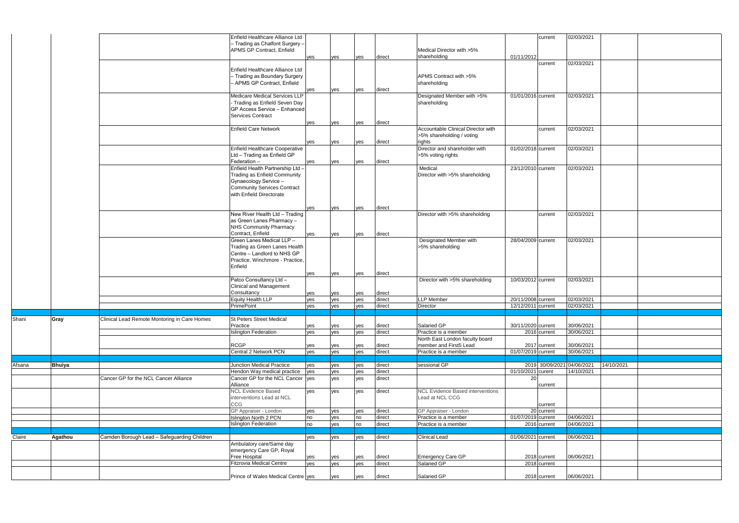|  |  |  |  |  |  |  |  |  |  |  |  |  |
|---|---|---|---|---|---|---|---|---|---|---|---|---|
|  |  |  | Enfield Healthcare Alliance Ltd – Trading as Chalfont Surgery – APMS GP Contract, Enfield | yes | yes | yes | direct | Medical Director with >5% shareholding | 01/11/2012 | current | 02/03/2021 |  |
|  |  |  | Enfield Healthcare Alliance Ltd – Trading as Boundary Surgery – APMS GP Contract, Enfield | yes | yes | yes | direct | APMS Contract with >5% shareholding |  | current | 02/03/2021 |  |
|  |  |  | Medicare Medical Services LLP - Trading as Enfield Seven Day GP Access Service – Enhanced Services Contract | yes | yes | yes | direct | Designated Member with >5% shareholding | 01/01/2016 | current | 02/03/2021 |  |
|  |  |  | Enfield Care Network | yes | yes | yes | direct | Accountable Clinical Director with >5% shareholding / voting rights |  | current | 02/03/2021 |  |
|  |  |  | Enfield Healthcare Cooperative Ltd – Trading as Enfield GP Federation – | yes | yes | yes | direct | Director and shareholder with >5% voting rights | 01/02/2018 | current | 02/03/2021 |  |
|  |  |  | Enfield Health Partnership Ltd – Trading as Enfield Community Gynaecology Service – Community Services Contract with Enfield Directorate | yes | yes | yes | direct | Medical Director with >5% shareholding | 23/12/2010 | current | 02/03/2021 |  |
|  |  |  | New River Health Ltd – Trading as Green Lanes Pharmacy – NHS Community Pharmacy Contract, Enfield | yes | yes | yes | direct | Director with >5% shareholding |  | current | 02/03/2021 |  |
|  |  |  | Green Lanes Medical LLP – Trading as Green Lanes Health Centre – Landlord to NHS GP Practice, Winchmore - Practice, Enfield | yes | yes | yes | direct | Designated Member with >5% shareholding | 28/04/2009 | current | 02/03/2021 |  |
|  |  |  | Patco Consultancy Ltd – Clinical and Management Consultancy | yes | yes | yes | direct | Director with >5% shareholding | 10/03/2012 | current | 02/03/2021 |  |
|  |  |  | Equity Health LLP | yes | yes | yes | direct | LLP Member | 20/11/2008 | current | 02/03/2021 |  |
|  |  |  | PrimePoint | yes | yes | yes | direct | Director | 12/12/2011 | current | 02/03/2021 |  |
|  |  |  |  |  |  |  |  |  |  |  |  |  |
| Shani | **Gray** | Clinical Lead Remote Montoring in Care Homes | St Peters Street Medical Practice | yes | yes | yes | direct | Salaried GP | 30/11/2020 | current | 30/06/2021 |  |
|  |  |  | Islington Federation | yes | yes | yes | direct | Practice is a member | 2016 | current | 30/06/2021 |  |
|  |  |  | RCGP | yes | yes | yes | direct | North East London faculty board member and First5 Lead | 2017 | current | 30/06/2021 |  |
|  |  |  | Central 2 Network PCN | yes | yes | yes | direct | Practice is a member | 01/07/2019 | current | 30/06/2021 |  |
|  |  |  |  |  |  |  |  |  |  |  |  |  |
| Afsana | **Bhuiya** |  | Junction Medical Practice | yes | yes | yes | direct | sessional GP | 2019 | 30/09/2021 | 04/06/2021 | 14/10/2021 |
|  |  |  | Hendon Way medical practice | yes | yes | yes | direct |  | 01/10/2021 | curent | 14/10/2021 |  |
|  |  | Cancer GP for the NCL Cancer Alliance | Cancer GP for the NCL Cancer Alliance | yes | yes | yes | direct |  | 20 | current |  |  |
|  |  |  | NCL Evidence Based interventions Lead at NCL CCG | yes | yes | yes | direct | NCL Evidence Based interventions Lead at NCL CCG |  | current |  |  |
|  |  |  | GP Appraiser - London | yes | yes | yes | direct | GP Appraiser - London | 20 | current |  |  |
|  |  |  | Islington North 2 PCN | no | yes | no | direct | Practice is a member | 01/07/2019 | current | 04/06/2021 |  |
|  |  |  | Islington Federation | no | yes | no | direct | Practice is a member | 2016 | current | 04/06/2021 |  |
|  |  |  |  |  |  |  |  |  |  |  |  |  |
| Claire | **Agathou** | Camden Borough Lead – Safeguarding Children |  | yes | yes | yes | direct | Clinical Lead | 01/06/2021 | current | 06/06/2021 |  |
|  |  |  | Ambulatory care/Same day emergency Care GP, Royal Free Hospital | yes | yes | yes | direct | Emergency Care GP | 2018 | current | 06/06/2021 |  |
|  |  |  | Fitzrovia Medical Centre | yes | yes | yes | direct | Salaried GP | 2018 | current |  |  |
|  |  |  | Prince of Wales Medical Centre | yes | yes | yes | direct | Salaried GP | 2018 | current | 06/06/2021 |  |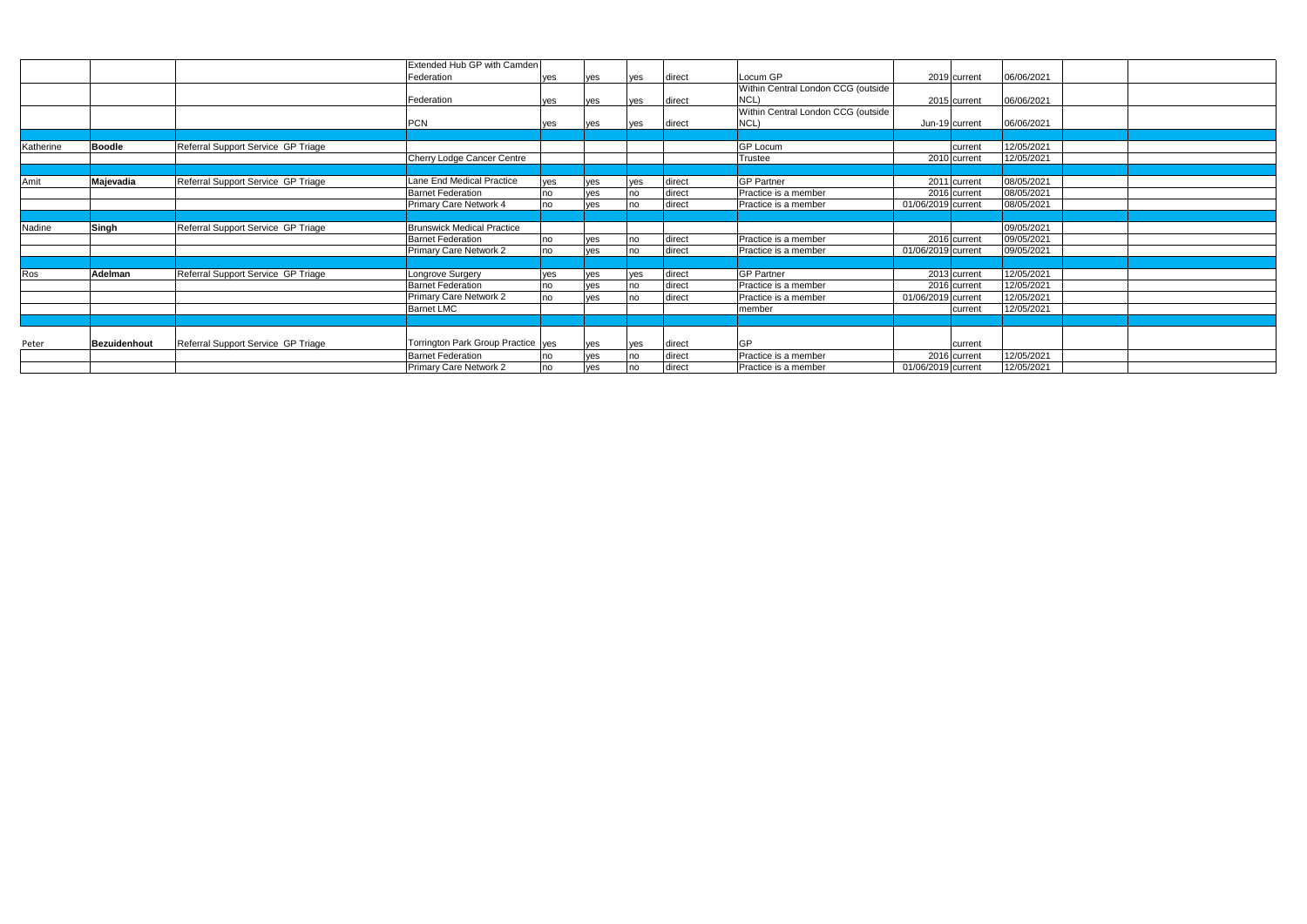| | | | | | | | | | | | | | |
|---|---|---|---|---|---|---|---|---|---|---|---|---|---|
| | | | Extended Hub GP with Camden Federation | yes | yes | yes | direct | Locum GP | 2019 | current | 06/06/2021 | | |
| | | | Federation | yes | yes | yes | direct | Within Central London CCG (outside NCL) | 2015 | current | 06/06/2021 | | |
| | | | PCN | yes | yes | yes | direct | Within Central London CCG (outside NCL) | Jun-19 | current | 06/06/2021 | | |
| | | | | | | | | | | | | | |
| Katherine | **Boodle** | Referral Support Service GP Triage | | | | | | GP Locum | | current | 12/05/2021 | | |
| | | | Cherry Lodge Cancer Centre | | | | | Trustee | 2010 | current | 12/05/2021 | | |
| | | | | | | | | | | | | | |
| Amit | **Majevadia** | Referral Support Service GP Triage | Lane End Medical Practice | yes | yes | yes | direct | GP Partner | 2011 | current | 08/05/2021 | | |
| | | | Barnet Federation | no | yes | no | direct | Practice is a member | 2016 | current | 08/05/2021 | | |
| | | | Primary Care Network 4 | no | yes | no | direct | Practice is a member | 01/06/2019 | current | 08/05/2021 | | |
| | | | | | | | | | | | | | |
| Nadine | **Singh** | Referral Support Service GP Triage | Brunswick Medical Practice | | | | | | | | 09/05/2021 | | |
| | | | Barnet Federation | no | yes | no | direct | Practice is a member | 2016 | current | 09/05/2021 | | |
| | | | Primary Care Network 2 | no | yes | no | direct | Practice is a member | 01/06/2019 | current | 09/05/2021 | | |
| | | | | | | | | | | | | | |
| Ros | **Adelman** | Referral Support Service GP Triage | Longrove Surgery | yes | yes | yes | direct | GP Partner | 2013 | current | 12/05/2021 | | |
| | | | Barnet Federation | no | yes | no | direct | Practice is a member | 2016 | current | 12/05/2021 | | |
| | | | Primary Care Network 2 | no | yes | no | direct | Practice is a member | 01/06/2019 | current | 12/05/2021 | | |
| | | | Barnet LMC | | | | | member | | current | 12/05/2021 | | |
| | | | | | | | | | | | | | |
| Peter | **Bezuidenhout** | Referral Support Service GP Triage | Torrington Park Group Practice | yes | yes | yes | direct | GP | | current | | | |
| | | | Barnet Federation | no | yes | no | direct | Practice is a member | 2016 | current | 12/05/2021 | | |
| | | | Primary Care Network 2 | no | yes | no | direct | Practice is a member | 01/06/2019 | current | 12/05/2021 | | |